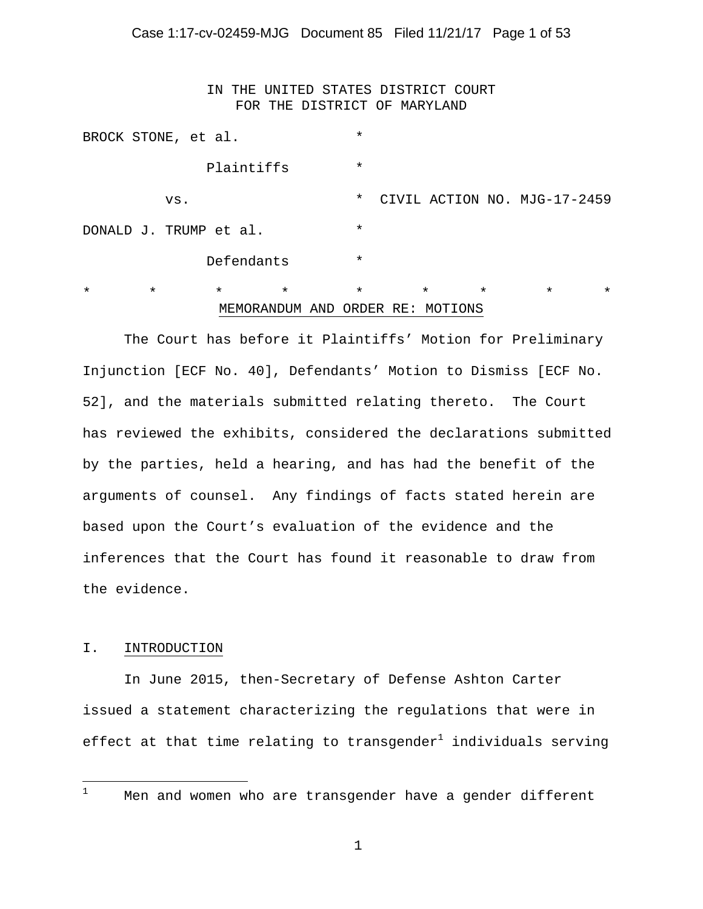IN THE UNITED STATES DISTRICT COURT
FOR THE DISTRICT OF MARYLAND

BROCK STONE, et al. *

Plaintiffs *

vs. * CIVIL ACTION NO. MJG-17-2459

DONALD J. TRUMP et al. *

Defendants *

\* \* \* \* \* \* \* \* \*

MEMORANDUM AND ORDER RE: MOTIONS

The Court has before it Plaintiffs' Motion for Preliminary Injunction [ECF No. 40], Defendants' Motion to Dismiss [ECF No. 52], and the materials submitted relating thereto. The Court has reviewed the exhibits, considered the declarations submitted by the parties, held a hearing, and has had the benefit of the arguments of counsel. Any findings of facts stated herein are based upon the Court's evaluation of the evidence and the inferences that the Court has found it reasonable to draw from the evidence.

## I. INTRODUCTION

In June 2015, then-Secretary of Defense Ashton Carter issued a statement characterizing the regulations that were in effect at that time relating to transgender[1] individuals serving

[1] Men and women who are transgender have a gender different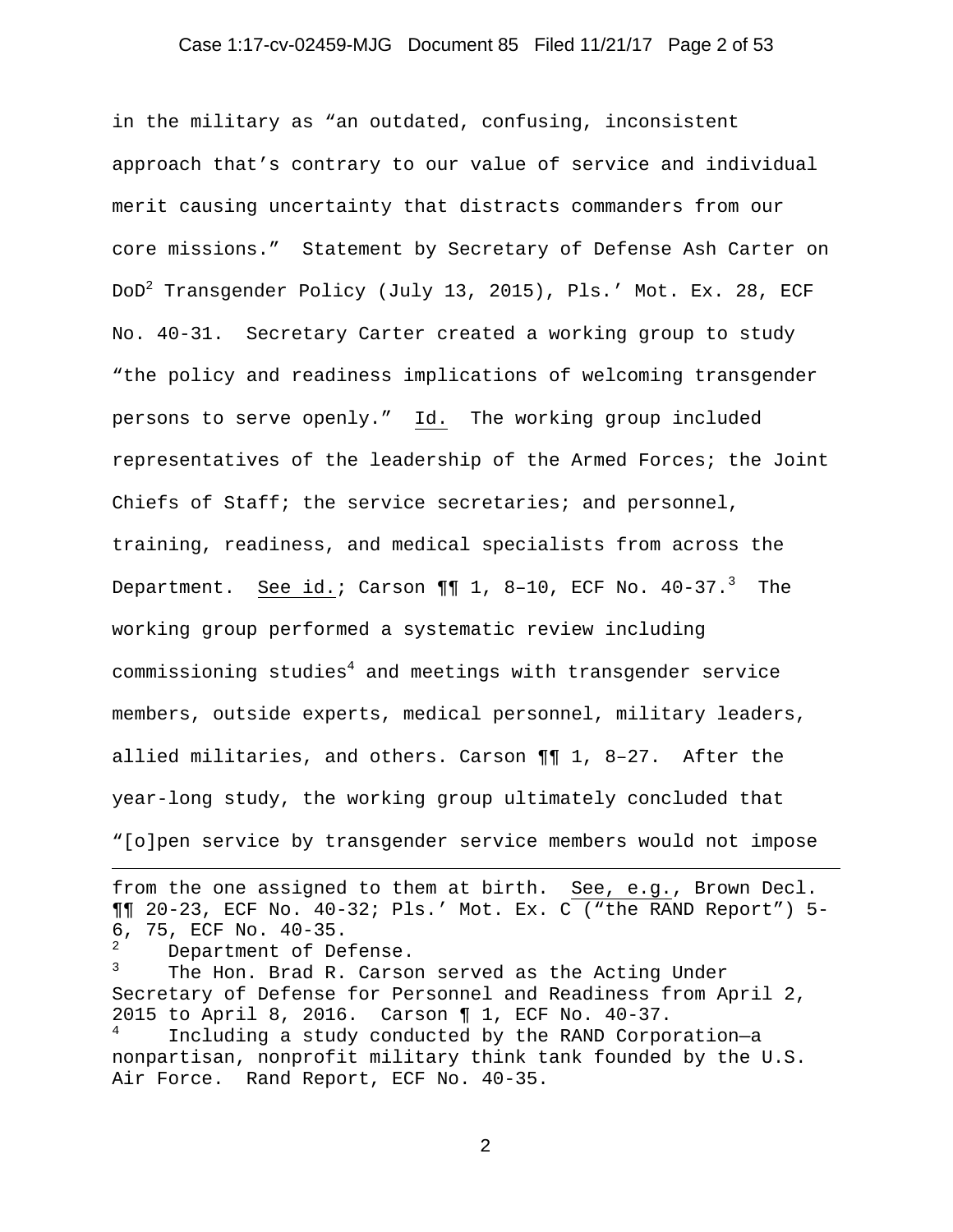in the military as "an outdated, confusing, inconsistent approach that's contrary to our value of service and individual merit causing uncertainty that distracts commanders from our core missions." Statement by Secretary of Defense Ash Carter on DoD[2] Transgender Policy (July 13, 2015), Pls.' Mot. Ex. 28, ECF No. 40-31. Secretary Carter created a working group to study "the policy and readiness implications of welcoming transgender persons to serve openly." Id. The working group included representatives of the leadership of the Armed Forces; the Joint Chiefs of Staff; the service secretaries; and personnel, training, readiness, and medical specialists from across the Department. See id.; Carson ¶¶ 1, 8–10, ECF No. 40-37.[3] The working group performed a systematic review including commissioning studies[4] and meetings with transgender service members, outside experts, medical personnel, military leaders, allied militaries, and others. Carson ¶¶ 1, 8–27. After the year-long study, the working group ultimately concluded that "[o]pen service by transgender service members would not impose

---

from the one assigned to them at birth. See, e.g., Brown Decl. ¶¶ 20-23, ECF No. 40-32; Pls.' Mot. Ex. C ("the RAND Report") 5-6, 75, ECF No. 40-35.

[2] Department of Defense.

[3] The Hon. Brad R. Carson served as the Acting Under Secretary of Defense for Personnel and Readiness from April 2, 2015 to April 8, 2016. Carson ¶ 1, ECF No. 40-37.

[4] Including a study conducted by the RAND Corporation—a nonpartisan, nonprofit military think tank founded by the U.S. Air Force. Rand Report, ECF No. 40-35.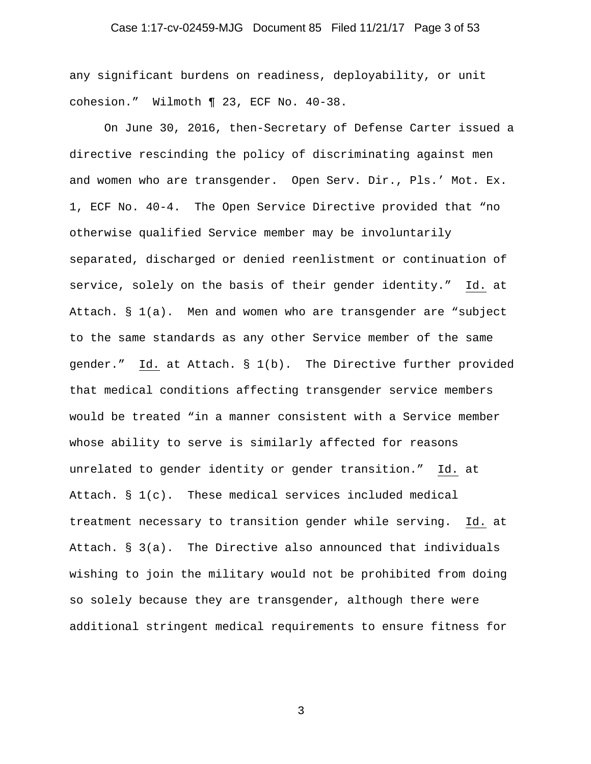any significant burdens on readiness, deployability, or unit cohesion." Wilmoth ¶ 23, ECF No. 40-38.

On June 30, 2016, then-Secretary of Defense Carter issued a directive rescinding the policy of discriminating against men and women who are transgender. Open Serv. Dir., Pls.' Mot. Ex. 1, ECF No. 40-4. The Open Service Directive provided that "no otherwise qualified Service member may be involuntarily separated, discharged or denied reenlistment or continuation of service, solely on the basis of their gender identity." Id. at Attach. § 1(a). Men and women who are transgender are "subject to the same standards as any other Service member of the same gender." Id. at Attach. § 1(b). The Directive further provided that medical conditions affecting transgender service members would be treated "in a manner consistent with a Service member whose ability to serve is similarly affected for reasons unrelated to gender identity or gender transition." Id. at Attach. § 1(c). These medical services included medical treatment necessary to transition gender while serving. Id. at Attach. § 3(a). The Directive also announced that individuals wishing to join the military would not be prohibited from doing so solely because they are transgender, although there were additional stringent medical requirements to ensure fitness for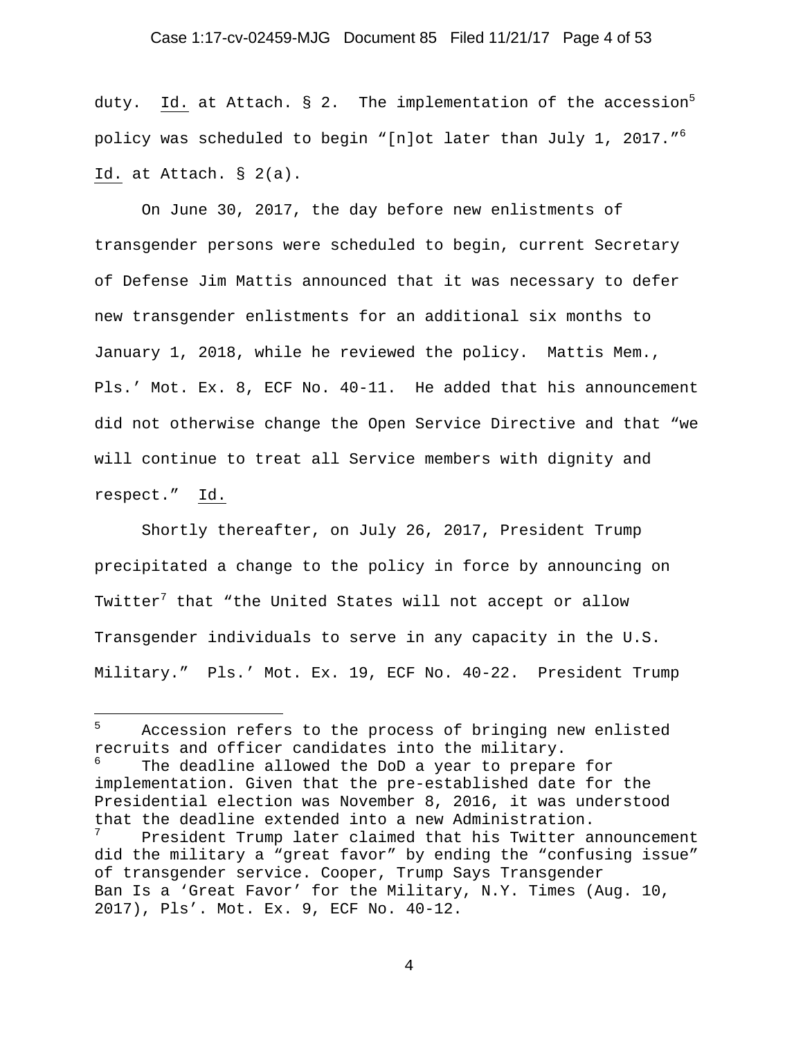duty. Id. at Attach. § 2. The implementation of the accession[5] policy was scheduled to begin "[n]ot later than July 1, 2017."[6] Id. at Attach. § 2(a).

On June 30, 2017, the day before new enlistments of transgender persons were scheduled to begin, current Secretary of Defense Jim Mattis announced that it was necessary to defer new transgender enlistments for an additional six months to January 1, 2018, while he reviewed the policy. Mattis Mem., Pls.' Mot. Ex. 8, ECF No. 40-11. He added that his announcement did not otherwise change the Open Service Directive and that "we will continue to treat all Service members with dignity and respect." Id.

Shortly thereafter, on July 26, 2017, President Trump precipitated a change to the policy in force by announcing on Twitter[7] that "the United States will not accept or allow Transgender individuals to serve in any capacity in the U.S. Military." Pls.' Mot. Ex. 19, ECF No. 40-22. President Trump

---

[5] Accession refers to the process of bringing new enlisted recruits and officer candidates into the military.

[6] The deadline allowed the DoD a year to prepare for implementation. Given that the pre-established date for the Presidential election was November 8, 2016, it was understood that the deadline extended into a new Administration.

[7] President Trump later claimed that his Twitter announcement did the military a "great favor" by ending the "confusing issue" of transgender service. Cooper, Trump Says Transgender Ban Is a 'Great Favor' for the Military, N.Y. Times (Aug. 10, 2017), Pls'. Mot. Ex. 9, ECF No. 40-12.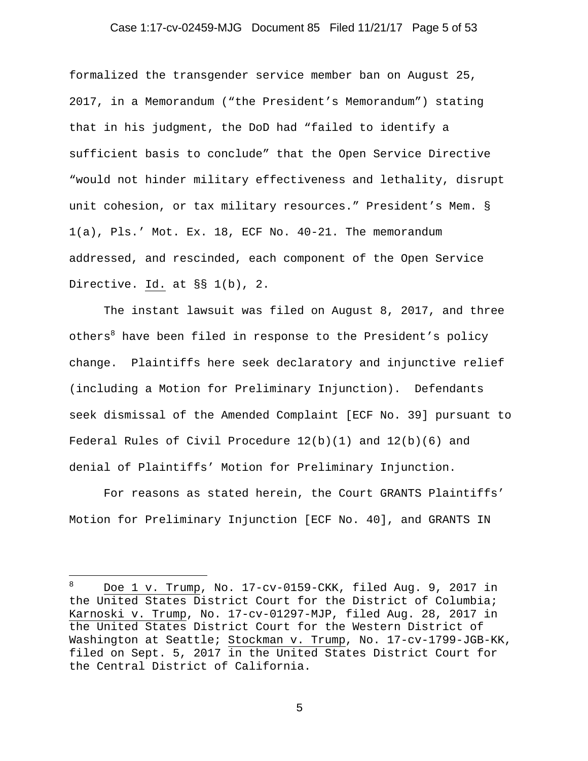formalized the transgender service member ban on August 25, 2017, in a Memorandum ("the President's Memorandum") stating that in his judgment, the DoD had "failed to identify a sufficient basis to conclude" that the Open Service Directive "would not hinder military effectiveness and lethality, disrupt unit cohesion, or tax military resources." President's Mem. § 1(a), Pls.' Mot. Ex. 18, ECF No. 40-21. The memorandum addressed, and rescinded, each component of the Open Service Directive. Id. at §§ 1(b), 2.

The instant lawsuit was filed on August 8, 2017, and three others[8] have been filed in response to the President's policy change. Plaintiffs here seek declaratory and injunctive relief (including a Motion for Preliminary Injunction). Defendants seek dismissal of the Amended Complaint [ECF No. 39] pursuant to Federal Rules of Civil Procedure 12(b)(1) and 12(b)(6) and denial of Plaintiffs' Motion for Preliminary Injunction.

For reasons as stated herein, the Court GRANTS Plaintiffs' Motion for Preliminary Injunction [ECF No. 40], and GRANTS IN

---

[8] Doe 1 v. Trump, No. 17-cv-0159-CKK, filed Aug. 9, 2017 in the United States District Court for the District of Columbia; Karnoski v. Trump, No. 17-cv-01297-MJP, filed Aug. 28, 2017 in the United States District Court for the Western District of Washington at Seattle; Stockman v. Trump, No. 17-cv-1799-JGB-KK, filed on Sept. 5, 2017 in the United States District Court for the Central District of California.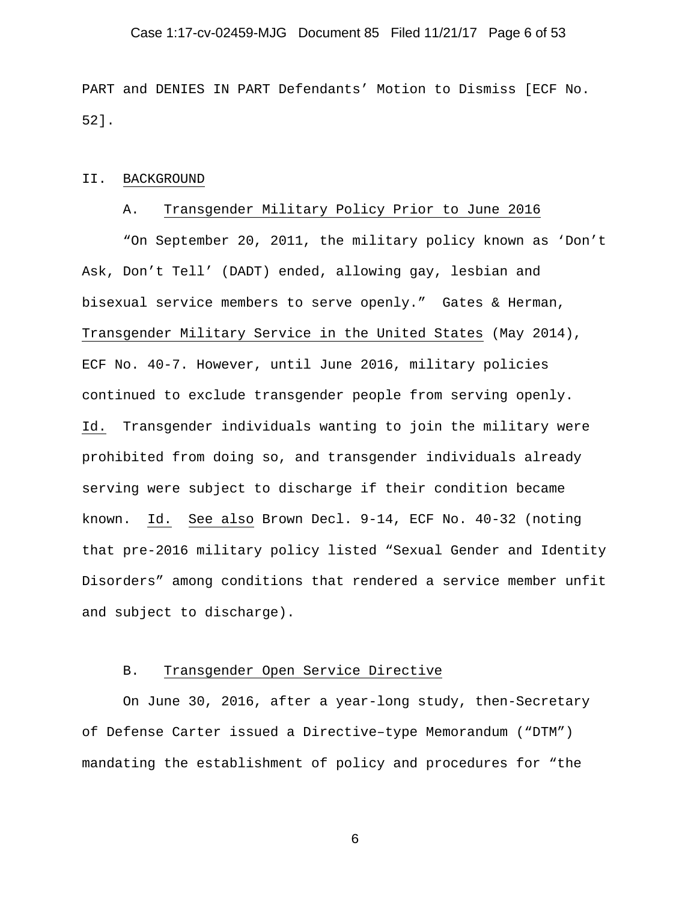PART and DENIES IN PART Defendants' Motion to Dismiss [ECF No. 52].

## II. BACKGROUND

### A. Transgender Military Policy Prior to June 2016

"On September 20, 2011, the military policy known as 'Don't Ask, Don't Tell' (DADT) ended, allowing gay, lesbian and bisexual service members to serve openly." Gates & Herman, Transgender Military Service in the United States (May 2014), ECF No. 40-7. However, until June 2016, military policies continued to exclude transgender people from serving openly. Id. Transgender individuals wanting to join the military were prohibited from doing so, and transgender individuals already serving were subject to discharge if their condition became known. Id. See also Brown Decl. 9-14, ECF No. 40-32 (noting that pre-2016 military policy listed "Sexual Gender and Identity Disorders" among conditions that rendered a service member unfit and subject to discharge).

### B. Transgender Open Service Directive

On June 30, 2016, after a year-long study, then-Secretary of Defense Carter issued a Directive–type Memorandum ("DTM") mandating the establishment of policy and procedures for "the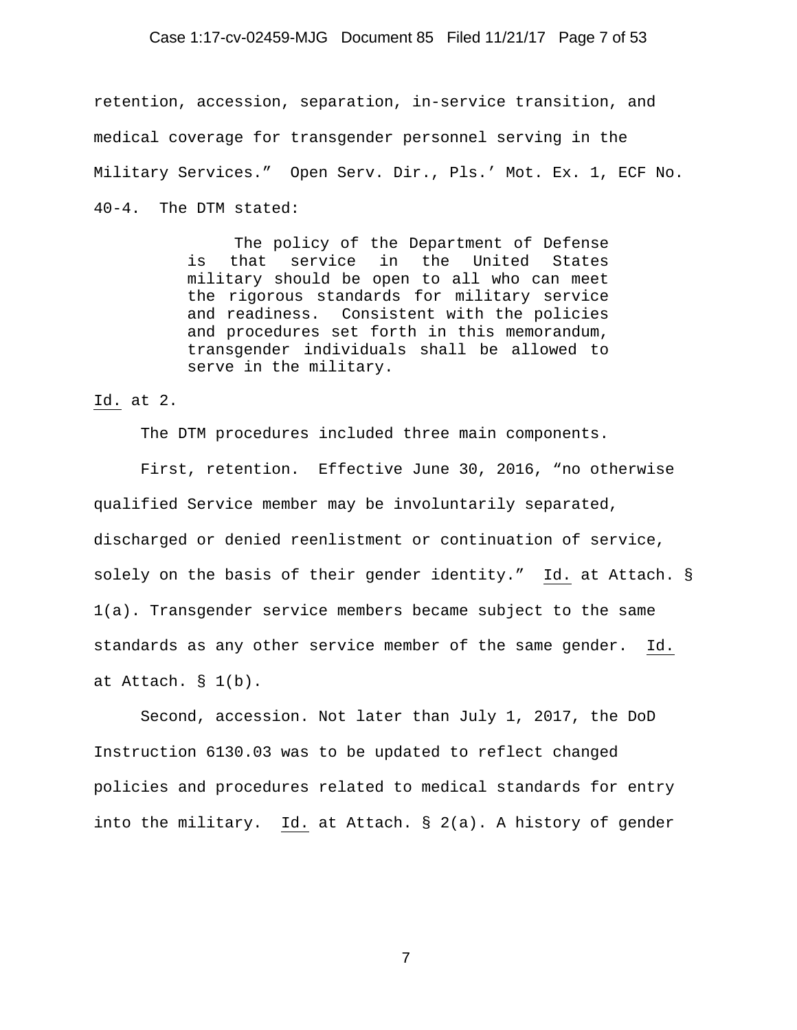retention, accession, separation, in-service transition, and medical coverage for transgender personnel serving in the Military Services." Open Serv. Dir., Pls.' Mot. Ex. 1, ECF No. 40-4. The DTM stated:

> The policy of the Department of Defense is that service in the United States military should be open to all who can meet the rigorous standards for military service and readiness. Consistent with the policies and procedures set forth in this memorandum, transgender individuals shall be allowed to serve in the military.

Id. at 2.

The DTM procedures included three main components.

First, retention. Effective June 30, 2016, "no otherwise qualified Service member may be involuntarily separated, discharged or denied reenlistment or continuation of service, solely on the basis of their gender identity." Id. at Attach. § 1(a). Transgender service members became subject to the same standards as any other service member of the same gender. Id. at Attach. § 1(b).

Second, accession. Not later than July 1, 2017, the DoD Instruction 6130.03 was to be updated to reflect changed policies and procedures related to medical standards for entry into the military. Id. at Attach. § 2(a). A history of gender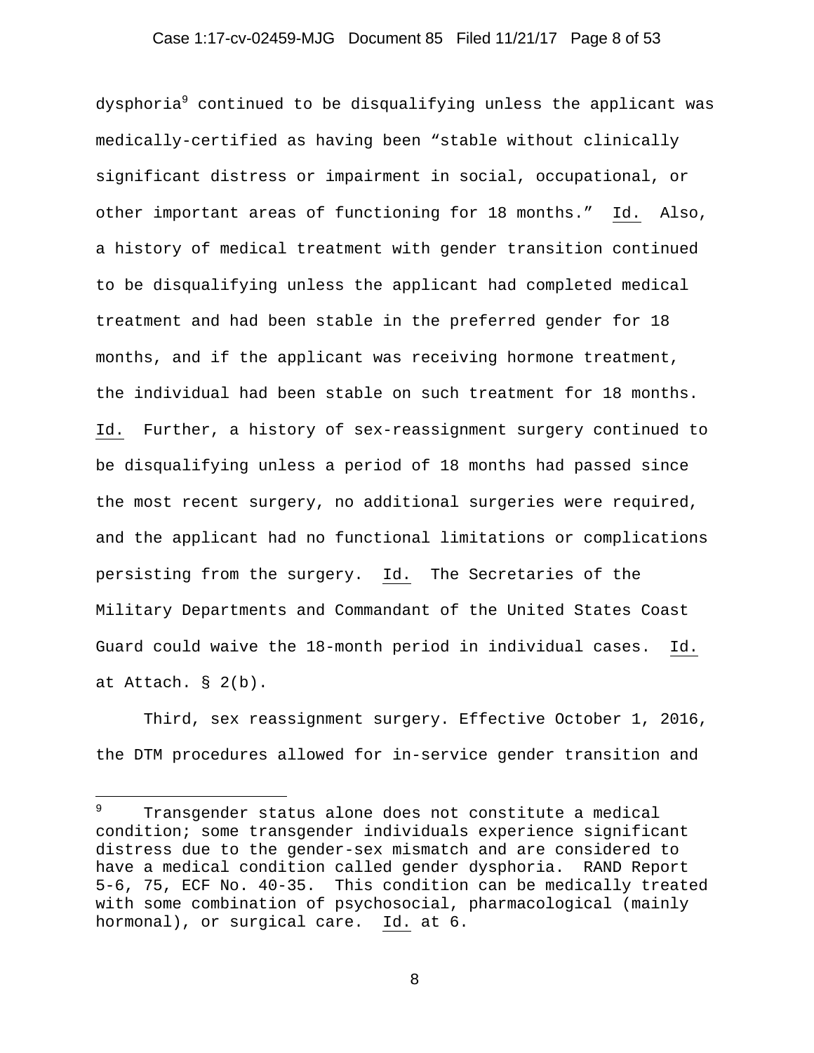dysphoria[9] continued to be disqualifying unless the applicant was medically-certified as having been "stable without clinically significant distress or impairment in social, occupational, or other important areas of functioning for 18 months." Id. Also, a history of medical treatment with gender transition continued to be disqualifying unless the applicant had completed medical treatment and had been stable in the preferred gender for 18 months, and if the applicant was receiving hormone treatment, the individual had been stable on such treatment for 18 months. Id. Further, a history of sex-reassignment surgery continued to be disqualifying unless a period of 18 months had passed since the most recent surgery, no additional surgeries were required, and the applicant had no functional limitations or complications persisting from the surgery. Id. The Secretaries of the Military Departments and Commandant of the United States Coast Guard could waive the 18-month period in individual cases. Id. at Attach. § 2(b).

Third, sex reassignment surgery. Effective October 1, 2016, the DTM procedures allowed for in-service gender transition and

---

[9] Transgender status alone does not constitute a medical condition; some transgender individuals experience significant distress due to the gender-sex mismatch and are considered to have a medical condition called gender dysphoria. RAND Report 5-6, 75, ECF No. 40-35. This condition can be medically treated with some combination of psychosocial, pharmacological (mainly hormonal), or surgical care. Id. at 6.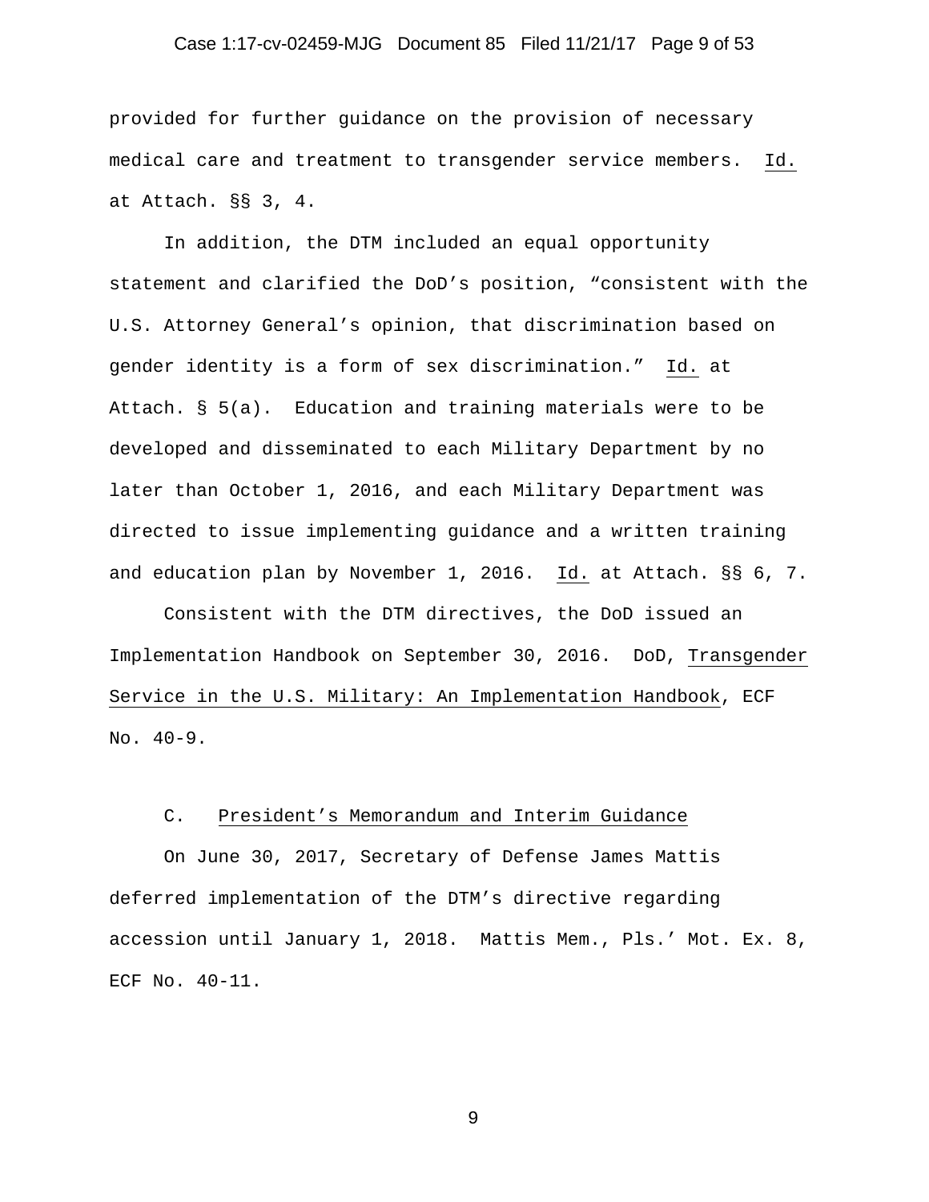provided for further guidance on the provision of necessary medical care and treatment to transgender service members. Id. at Attach. §§ 3, 4.

In addition, the DTM included an equal opportunity statement and clarified the DoD's position, "consistent with the U.S. Attorney General's opinion, that discrimination based on gender identity is a form of sex discrimination." Id. at Attach. § 5(a). Education and training materials were to be developed and disseminated to each Military Department by no later than October 1, 2016, and each Military Department was directed to issue implementing guidance and a written training and education plan by November 1, 2016. Id. at Attach. §§ 6, 7.

Consistent with the DTM directives, the DoD issued an Implementation Handbook on September 30, 2016. DoD, Transgender Service in the U.S. Military: An Implementation Handbook, ECF No. 40-9.

### C. President's Memorandum and Interim Guidance

On June 30, 2017, Secretary of Defense James Mattis deferred implementation of the DTM's directive regarding accession until January 1, 2018. Mattis Mem., Pls.' Mot. Ex. 8, ECF No. 40-11.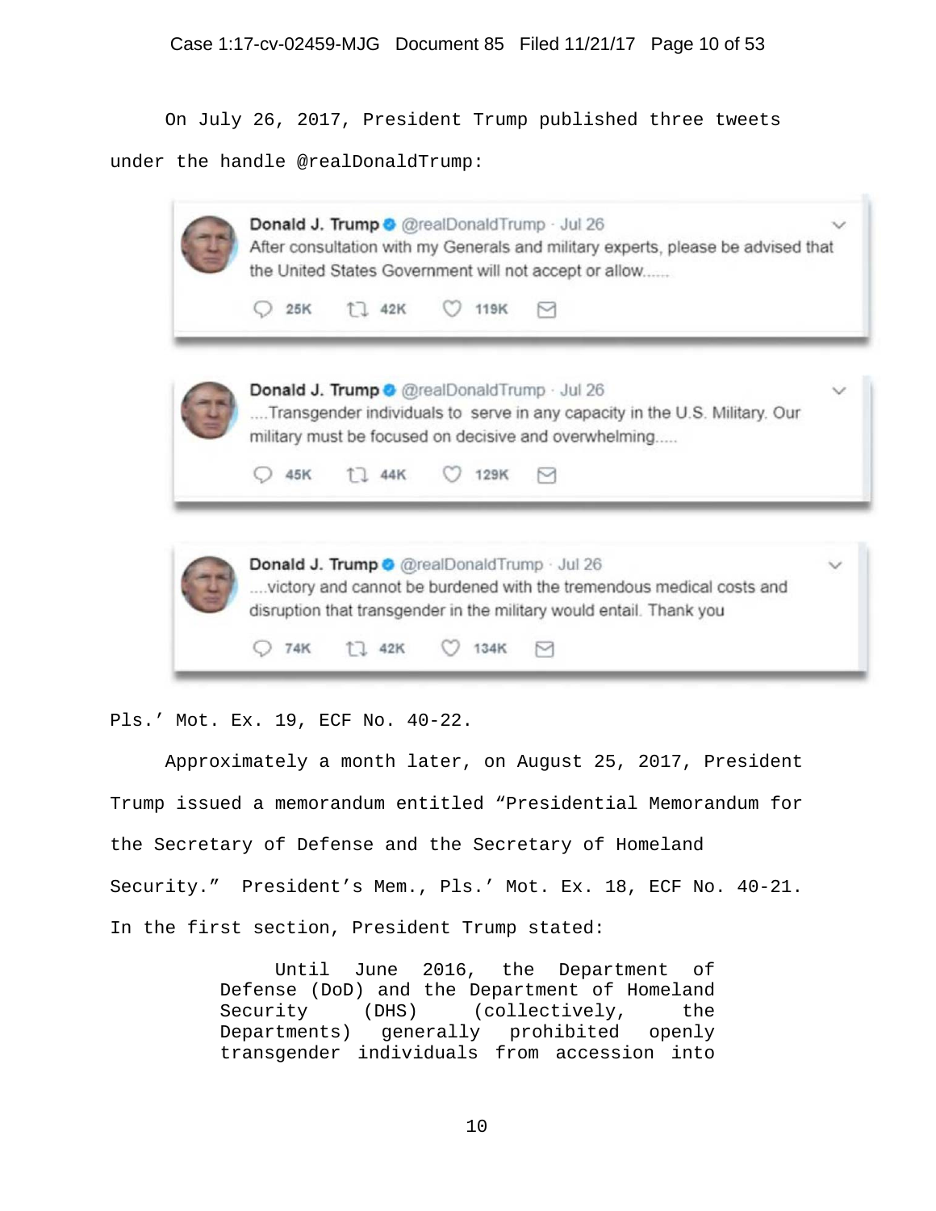On July 26, 2017, President Trump published three tweets under the handle @realDonaldTrump:

> **Donald J. Trump** @realDonaldTrump · Jul 26
> After consultation with my Generals and military experts, please be advised that the United States Government will not accept or allow......
>
> 25K 42K 119K

> **Donald J. Trump** @realDonaldTrump · Jul 26
> ....Transgender individuals to serve in any capacity in the U.S. Military. Our military must be focused on decisive and overwhelming.....
>
> 45K 44K 129K

> **Donald J. Trump** @realDonaldTrump · Jul 26
> ....victory and cannot be burdened with the tremendous medical costs and disruption that transgender in the military would entail. Thank you
>
> 74K 42K 134K

Pls.' Mot. Ex. 19, ECF No. 40-22.

Approximately a month later, on August 25, 2017, President Trump issued a memorandum entitled "Presidential Memorandum for the Secretary of Defense and the Secretary of Homeland Security." President's Mem., Pls.' Mot. Ex. 18, ECF No. 40-21. In the first section, President Trump stated:

> Until June 2016, the Department of Defense (DoD) and the Department of Homeland Security (DHS) (collectively, the Departments) generally prohibited openly transgender individuals from accession into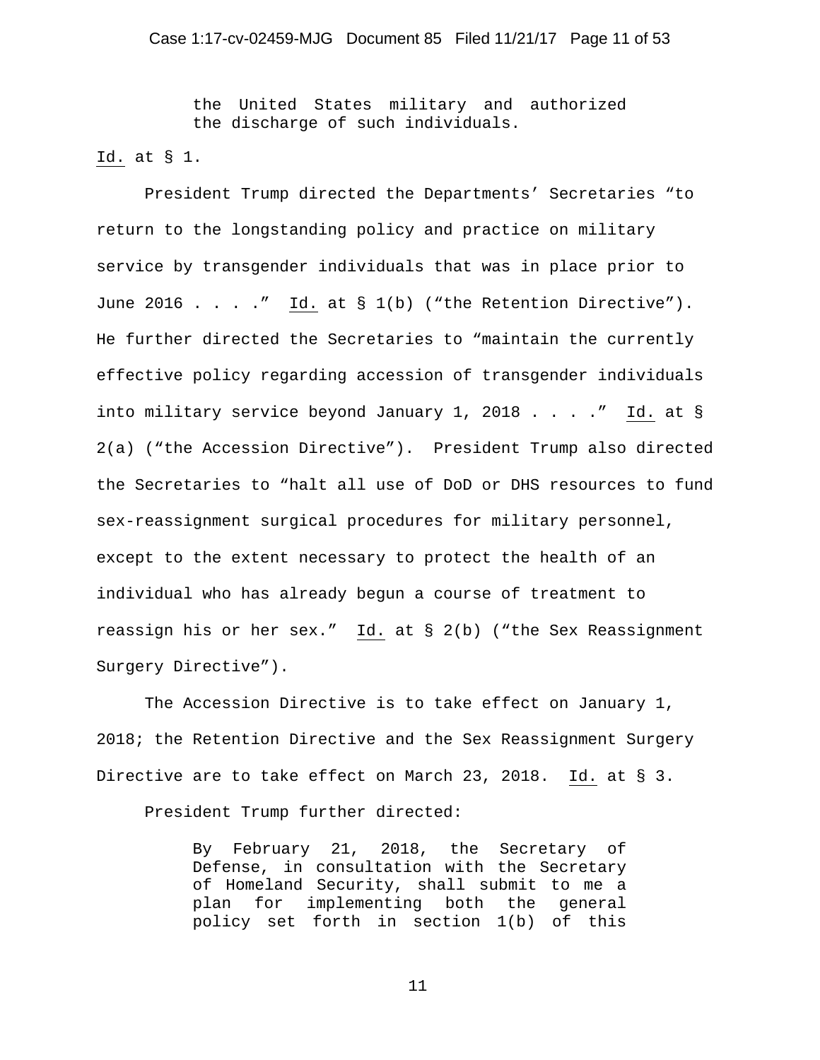> the United States military and authorized the discharge of such individuals.

Id. at § 1.

President Trump directed the Departments' Secretaries "to return to the longstanding policy and practice on military service by transgender individuals that was in place prior to June 2016 . . . ." Id. at § 1(b) ("the Retention Directive"). He further directed the Secretaries to "maintain the currently effective policy regarding accession of transgender individuals into military service beyond January 1, 2018 . . . ." Id. at § 2(a) ("the Accession Directive"). President Trump also directed the Secretaries to "halt all use of DoD or DHS resources to fund sex-reassignment surgical procedures for military personnel, except to the extent necessary to protect the health of an individual who has already begun a course of treatment to reassign his or her sex." Id. at § 2(b) ("the Sex Reassignment Surgery Directive").

The Accession Directive is to take effect on January 1, 2018; the Retention Directive and the Sex Reassignment Surgery Directive are to take effect on March 23, 2018. Id. at § 3.

President Trump further directed:

> By February 21, 2018, the Secretary of Defense, in consultation with the Secretary of Homeland Security, shall submit to me a plan for implementing both the general policy set forth in section 1(b) of this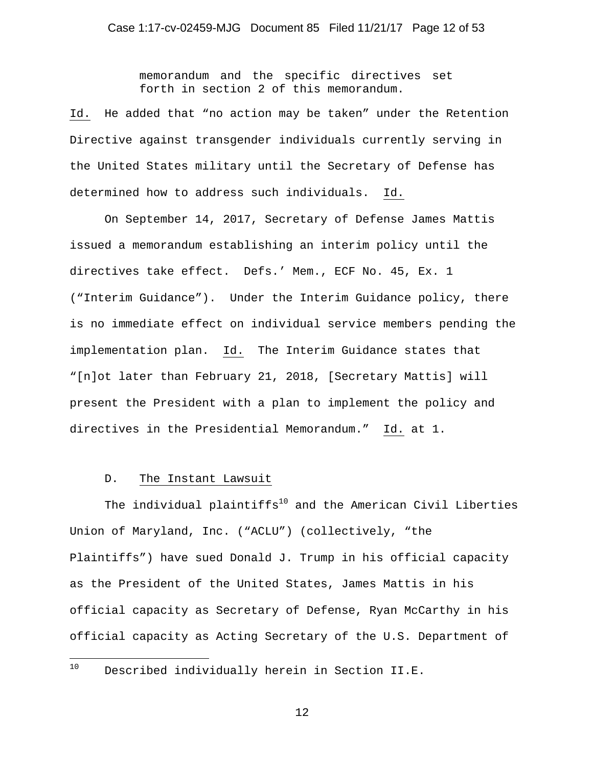> memorandum and the specific directives set forth in section 2 of this memorandum.

Id. He added that "no action may be taken" under the Retention Directive against transgender individuals currently serving in the United States military until the Secretary of Defense has determined how to address such individuals. Id.

On September 14, 2017, Secretary of Defense James Mattis issued a memorandum establishing an interim policy until the directives take effect. Defs.' Mem., ECF No. 45, Ex. 1 ("Interim Guidance"). Under the Interim Guidance policy, there is no immediate effect on individual service members pending the implementation plan. Id. The Interim Guidance states that "[n]ot later than February 21, 2018, [Secretary Mattis] will present the President with a plan to implement the policy and directives in the Presidential Memorandum." Id. at 1.

### D. The Instant Lawsuit

The individual plaintiffs[10] and the American Civil Liberties Union of Maryland, Inc. ("ACLU") (collectively, "the Plaintiffs") have sued Donald J. Trump in his official capacity as the President of the United States, James Mattis in his official capacity as Secretary of Defense, Ryan McCarthy in his official capacity as Acting Secretary of the U.S. Department of

[10] Described individually herein in Section II.E.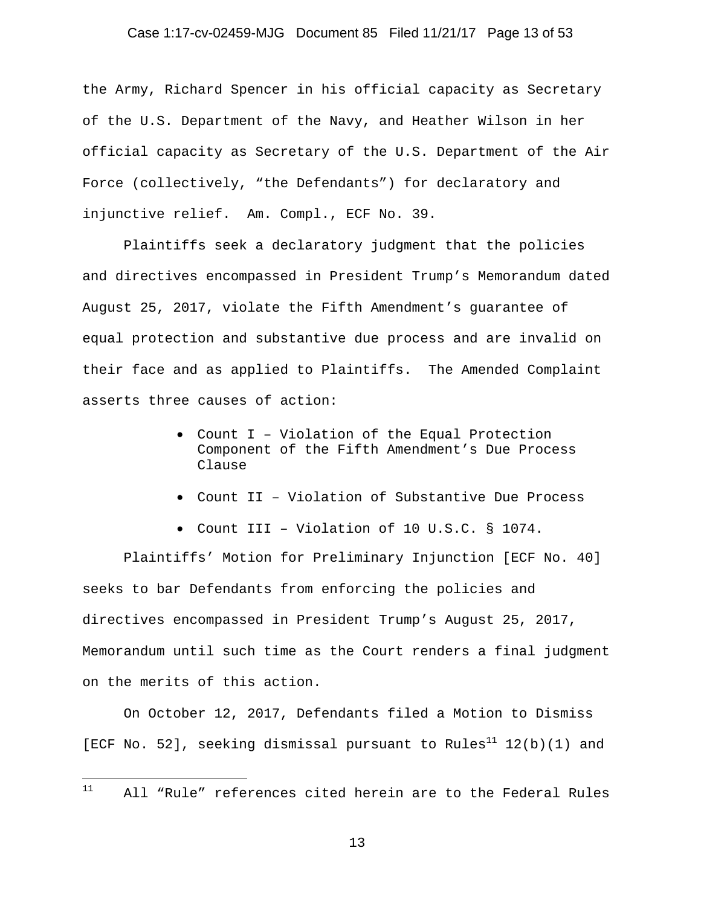the Army, Richard Spencer in his official capacity as Secretary of the U.S. Department of the Navy, and Heather Wilson in her official capacity as Secretary of the U.S. Department of the Air Force (collectively, "the Defendants") for declaratory and injunctive relief. Am. Compl., ECF No. 39.

Plaintiffs seek a declaratory judgment that the policies and directives encompassed in President Trump's Memorandum dated August 25, 2017, violate the Fifth Amendment's guarantee of equal protection and substantive due process and are invalid on their face and as applied to Plaintiffs. The Amended Complaint asserts three causes of action:

- Count I – Violation of the Equal Protection Component of the Fifth Amendment's Due Process Clause
- Count II – Violation of Substantive Due Process
- Count III – Violation of 10 U.S.C. § 1074.

Plaintiffs' Motion for Preliminary Injunction [ECF No. 40] seeks to bar Defendants from enforcing the policies and directives encompassed in President Trump's August 25, 2017, Memorandum until such time as the Court renders a final judgment on the merits of this action.

On October 12, 2017, Defendants filed a Motion to Dismiss [ECF No. 52], seeking dismissal pursuant to Rules[11] 12(b)(1) and

[11] All "Rule" references cited herein are to the Federal Rules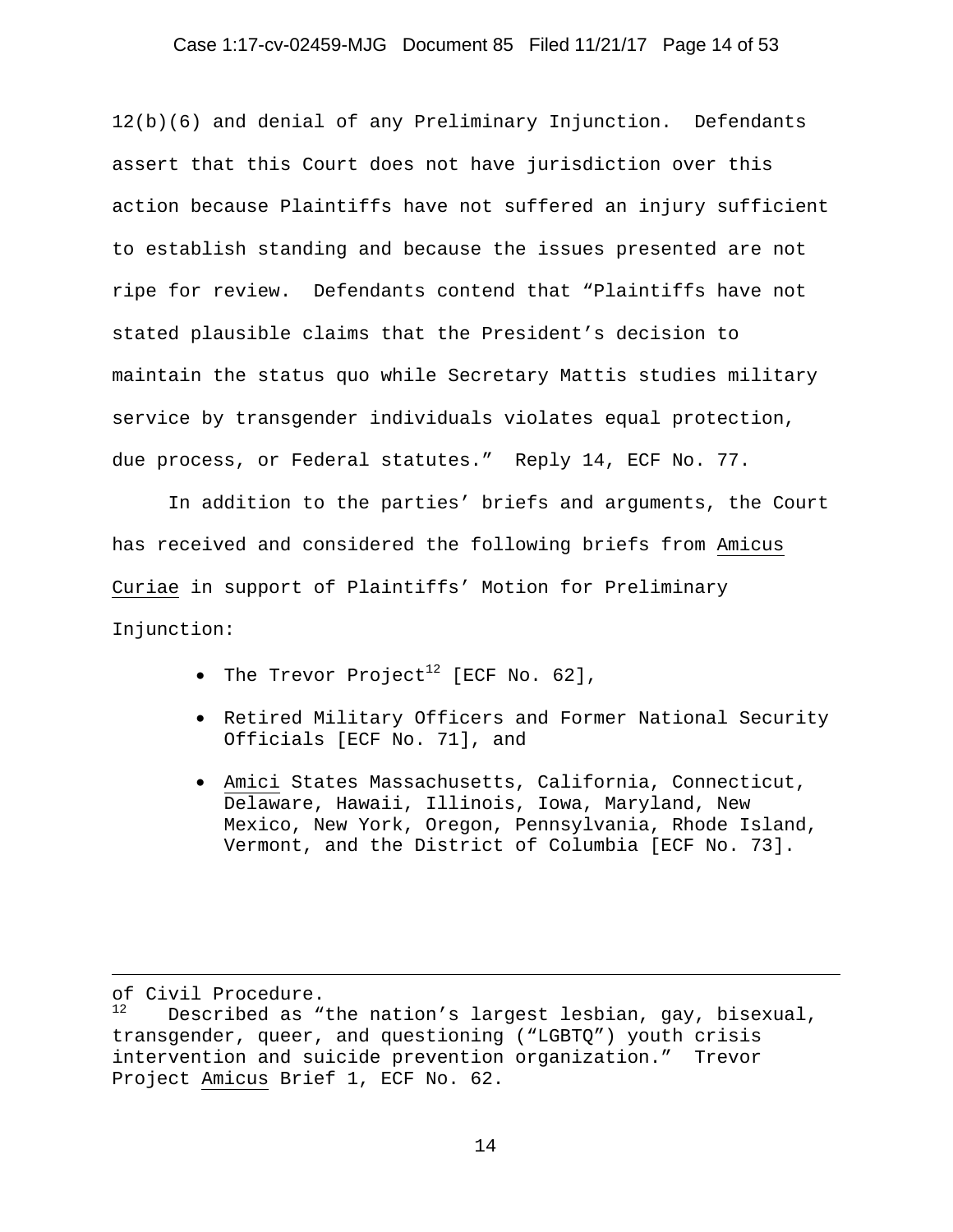12(b)(6) and denial of any Preliminary Injunction. Defendants assert that this Court does not have jurisdiction over this action because Plaintiffs have not suffered an injury sufficient to establish standing and because the issues presented are not ripe for review. Defendants contend that "Plaintiffs have not stated plausible claims that the President's decision to maintain the status quo while Secretary Mattis studies military service by transgender individuals violates equal protection, due process, or Federal statutes." Reply 14, ECF No. 77.

In addition to the parties' briefs and arguments, the Court has received and considered the following briefs from Amicus Curiae in support of Plaintiffs' Motion for Preliminary Injunction:

- The Trevor Project[12] [ECF No. 62],
- Retired Military Officers and Former National Security Officials [ECF No. 71], and
- Amici States Massachusetts, California, Connecticut, Delaware, Hawaii, Illinois, Iowa, Maryland, New Mexico, New York, Oregon, Pennsylvania, Rhode Island, Vermont, and the District of Columbia [ECF No. 73].

---

of Civil Procedure.

[12] Described as "the nation's largest lesbian, gay, bisexual, transgender, queer, and questioning ("LGBTQ") youth crisis intervention and suicide prevention organization." Trevor Project Amicus Brief 1, ECF No. 62.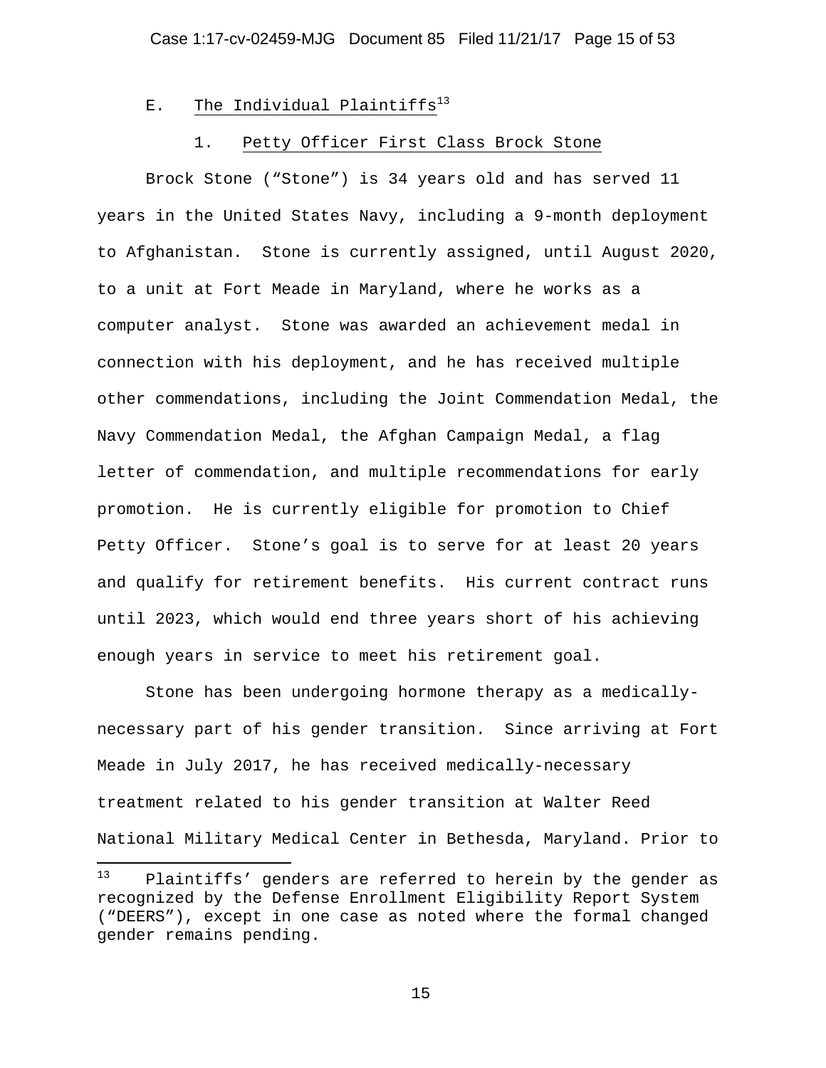### E. The Individual Plaintiffs[13]

#### 1. Petty Officer First Class Brock Stone

Brock Stone ("Stone") is 34 years old and has served 11 years in the United States Navy, including a 9-month deployment to Afghanistan. Stone is currently assigned, until August 2020, to a unit at Fort Meade in Maryland, where he works as a computer analyst. Stone was awarded an achievement medal in connection with his deployment, and he has received multiple other commendations, including the Joint Commendation Medal, the Navy Commendation Medal, the Afghan Campaign Medal, a flag letter of commendation, and multiple recommendations for early promotion. He is currently eligible for promotion to Chief Petty Officer. Stone's goal is to serve for at least 20 years and qualify for retirement benefits. His current contract runs until 2023, which would end three years short of his achieving enough years in service to meet his retirement goal.

Stone has been undergoing hormone therapy as a medically-necessary part of his gender transition. Since arriving at Fort Meade in July 2017, he has received medically-necessary treatment related to his gender transition at Walter Reed National Military Medical Center in Bethesda, Maryland. Prior to

---

[13] Plaintiffs' genders are referred to herein by the gender as recognized by the Defense Enrollment Eligibility Report System ("DEERS"), except in one case as noted where the formal changed gender remains pending.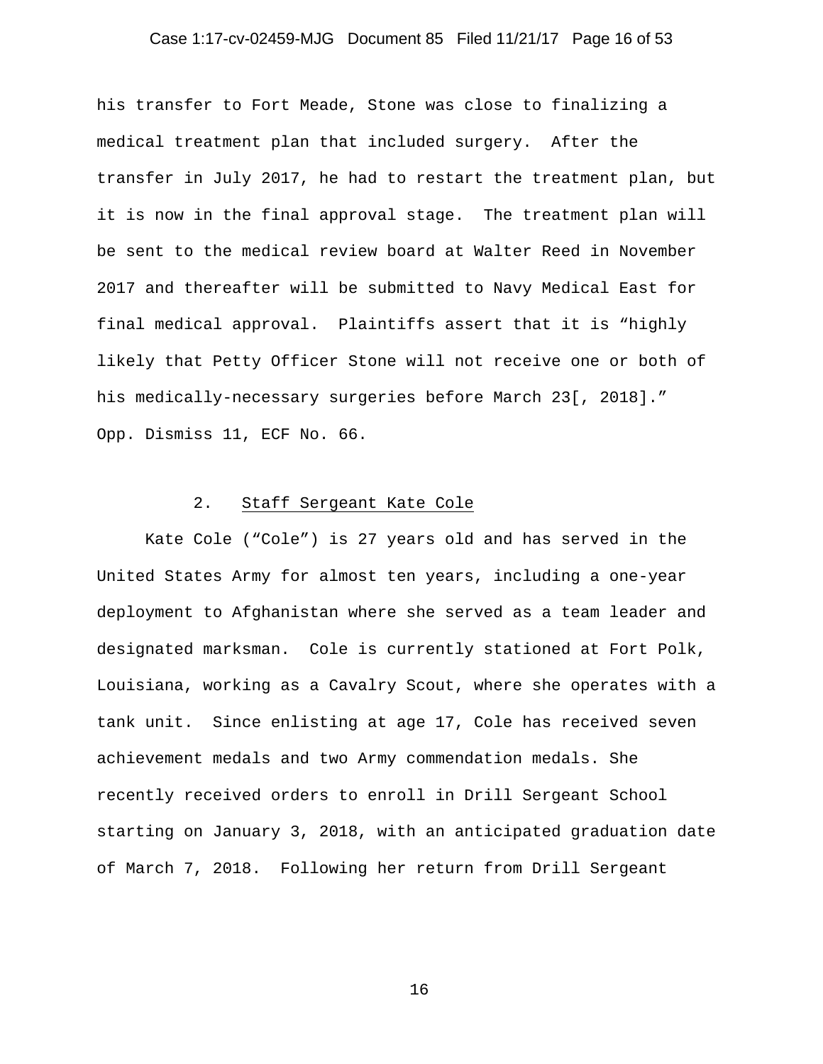his transfer to Fort Meade, Stone was close to finalizing a medical treatment plan that included surgery. After the transfer in July 2017, he had to restart the treatment plan, but it is now in the final approval stage. The treatment plan will be sent to the medical review board at Walter Reed in November 2017 and thereafter will be submitted to Navy Medical East for final medical approval. Plaintiffs assert that it is "highly likely that Petty Officer Stone will not receive one or both of his medically-necessary surgeries before March 23[, 2018]." Opp. Dismiss 11, ECF No. 66.

2. Staff Sergeant Kate Cole

Kate Cole ("Cole") is 27 years old and has served in the United States Army for almost ten years, including a one-year deployment to Afghanistan where she served as a team leader and designated marksman. Cole is currently stationed at Fort Polk, Louisiana, working as a Cavalry Scout, where she operates with a tank unit. Since enlisting at age 17, Cole has received seven achievement medals and two Army commendation medals. She recently received orders to enroll in Drill Sergeant School starting on January 3, 2018, with an anticipated graduation date of March 7, 2018. Following her return from Drill Sergeant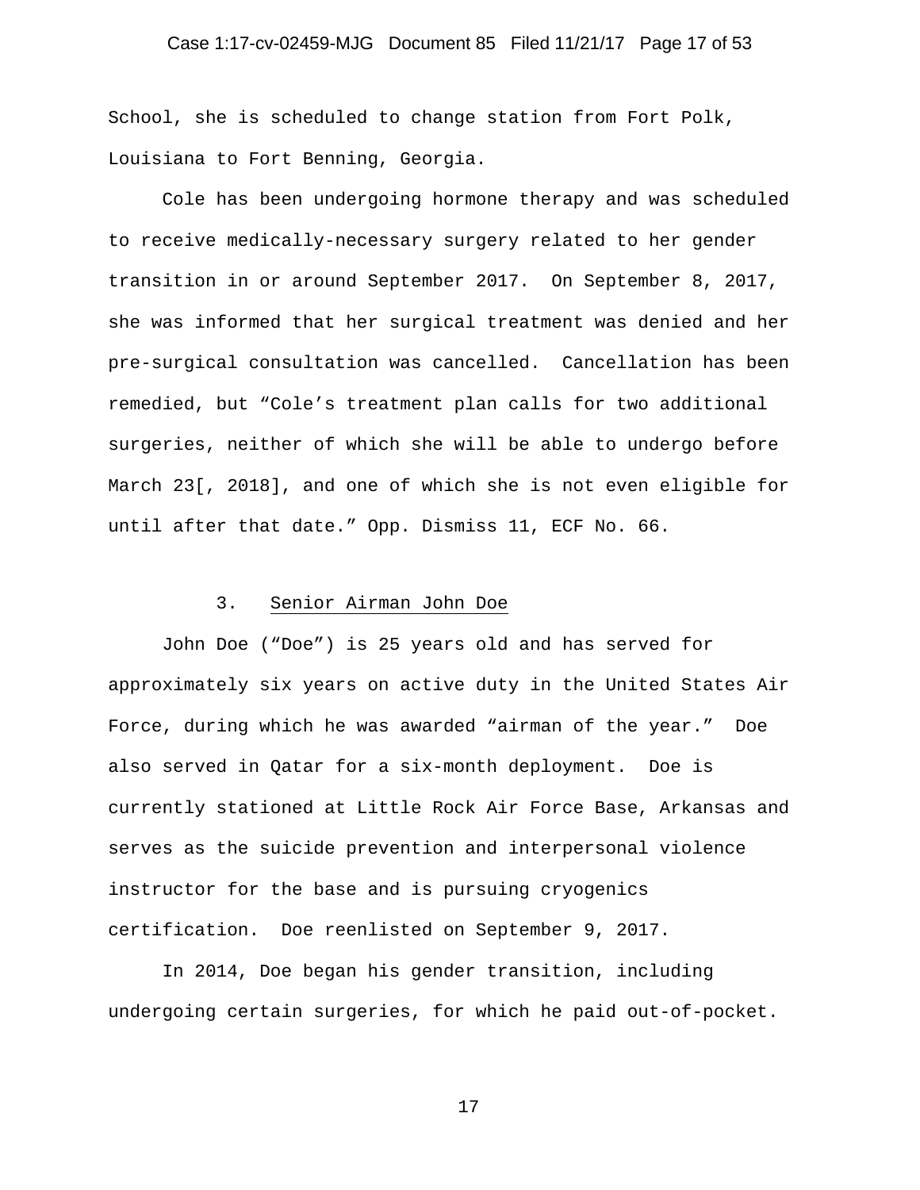School, she is scheduled to change station from Fort Polk, Louisiana to Fort Benning, Georgia.

Cole has been undergoing hormone therapy and was scheduled to receive medically-necessary surgery related to her gender transition in or around September 2017. On September 8, 2017, she was informed that her surgical treatment was denied and her pre-surgical consultation was cancelled. Cancellation has been remedied, but "Cole's treatment plan calls for two additional surgeries, neither of which she will be able to undergo before March 23[, 2018], and one of which she is not even eligible for until after that date." Opp. Dismiss 11, ECF No. 66.

### 3. Senior Airman John Doe

John Doe ("Doe") is 25 years old and has served for approximately six years on active duty in the United States Air Force, during which he was awarded "airman of the year." Doe also served in Qatar for a six-month deployment. Doe is currently stationed at Little Rock Air Force Base, Arkansas and serves as the suicide prevention and interpersonal violence instructor for the base and is pursuing cryogenics certification. Doe reenlisted on September 9, 2017.

In 2014, Doe began his gender transition, including undergoing certain surgeries, for which he paid out-of-pocket.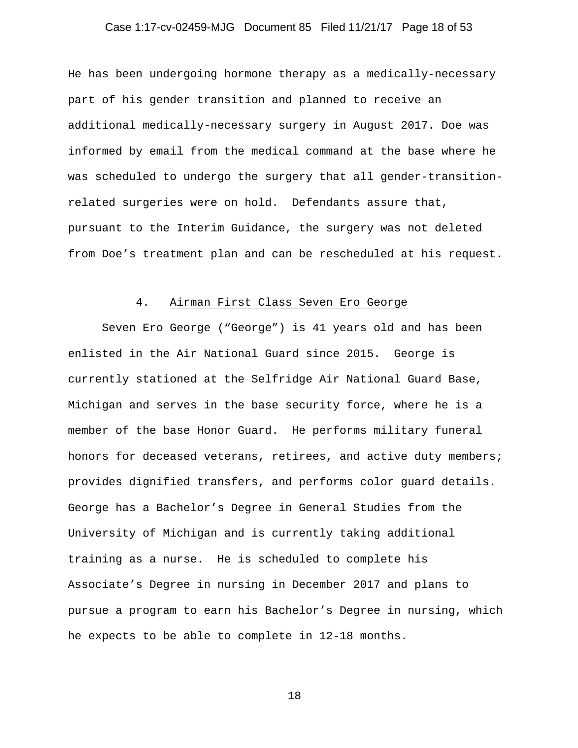He has been undergoing hormone therapy as a medically-necessary part of his gender transition and planned to receive an additional medically-necessary surgery in August 2017. Doe was informed by email from the medical command at the base where he was scheduled to undergo the surgery that all gender-transition-related surgeries were on hold. Defendants assure that, pursuant to the Interim Guidance, the surgery was not deleted from Doe's treatment plan and can be rescheduled at his request.

4. Airman First Class Seven Ero George

Seven Ero George ("George") is 41 years old and has been enlisted in the Air National Guard since 2015. George is currently stationed at the Selfridge Air National Guard Base, Michigan and serves in the base security force, where he is a member of the base Honor Guard. He performs military funeral honors for deceased veterans, retirees, and active duty members; provides dignified transfers, and performs color guard details. George has a Bachelor's Degree in General Studies from the University of Michigan and is currently taking additional training as a nurse. He is scheduled to complete his Associate's Degree in nursing in December 2017 and plans to pursue a program to earn his Bachelor's Degree in nursing, which he expects to be able to complete in 12-18 months.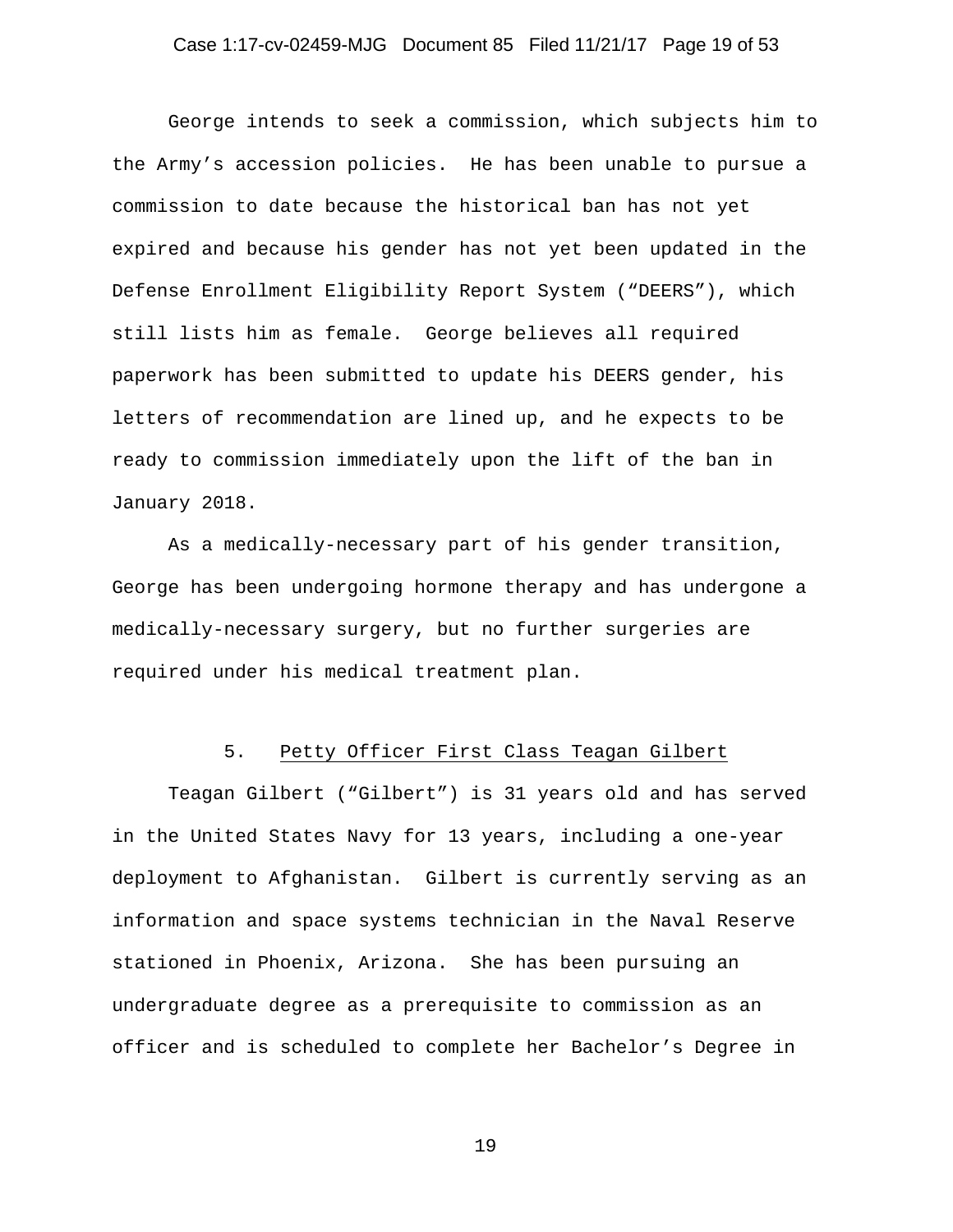George intends to seek a commission, which subjects him to the Army's accession policies. He has been unable to pursue a commission to date because the historical ban has not yet expired and because his gender has not yet been updated in the Defense Enrollment Eligibility Report System ("DEERS"), which still lists him as female. George believes all required paperwork has been submitted to update his DEERS gender, his letters of recommendation are lined up, and he expects to be ready to commission immediately upon the lift of the ban in January 2018.

As a medically-necessary part of his gender transition, George has been undergoing hormone therapy and has undergone a medically-necessary surgery, but no further surgeries are required under his medical treatment plan.

5. Petty Officer First Class Teagan Gilbert

Teagan Gilbert ("Gilbert") is 31 years old and has served in the United States Navy for 13 years, including a one-year deployment to Afghanistan. Gilbert is currently serving as an information and space systems technician in the Naval Reserve stationed in Phoenix, Arizona. She has been pursuing an undergraduate degree as a prerequisite to commission as an officer and is scheduled to complete her Bachelor's Degree in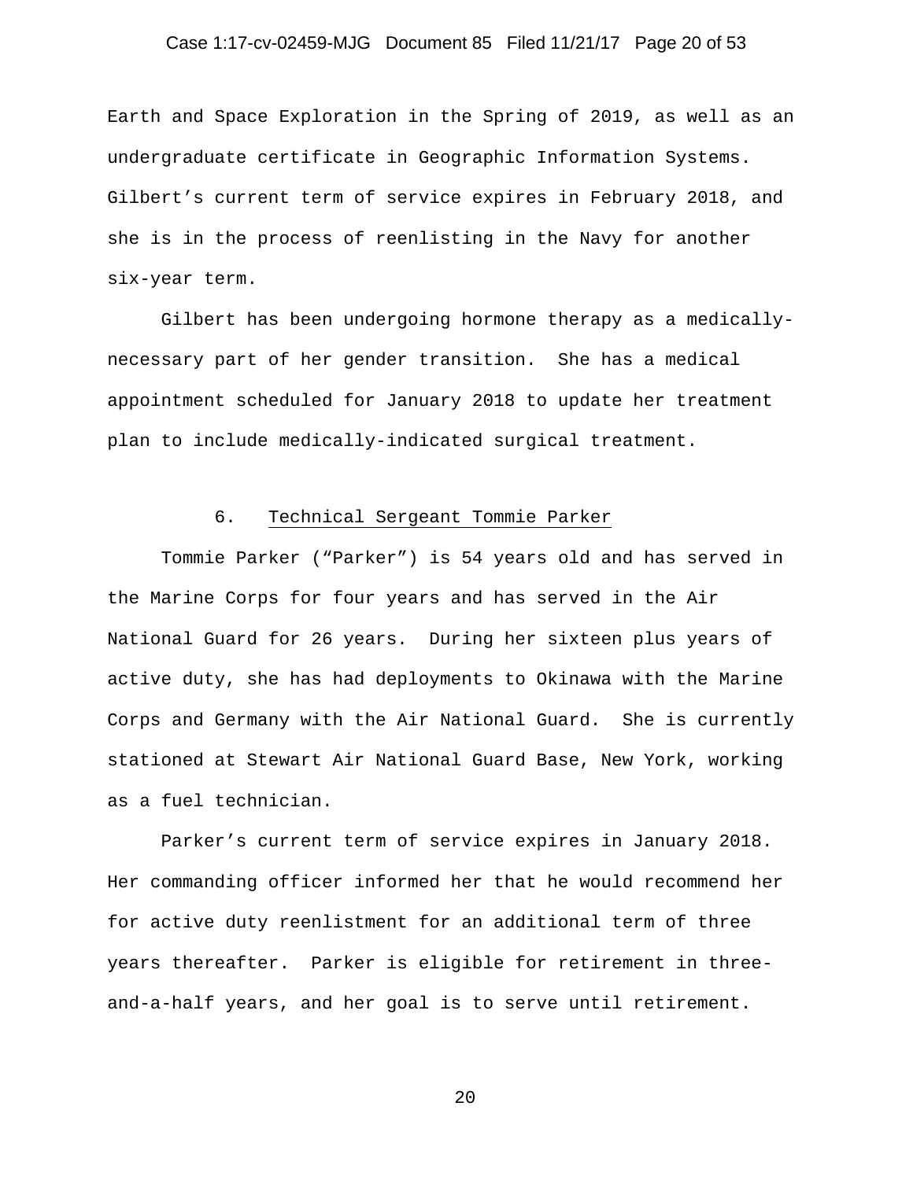Earth and Space Exploration in the Spring of 2019, as well as an undergraduate certificate in Geographic Information Systems. Gilbert's current term of service expires in February 2018, and she is in the process of reenlisting in the Navy for another six-year term.

Gilbert has been undergoing hormone therapy as a medically-necessary part of her gender transition. She has a medical appointment scheduled for January 2018 to update her treatment plan to include medically-indicated surgical treatment.

### 6. Technical Sergeant Tommie Parker

Tommie Parker ("Parker") is 54 years old and has served in the Marine Corps for four years and has served in the Air National Guard for 26 years. During her sixteen plus years of active duty, she has had deployments to Okinawa with the Marine Corps and Germany with the Air National Guard. She is currently stationed at Stewart Air National Guard Base, New York, working as a fuel technician.

Parker's current term of service expires in January 2018. Her commanding officer informed her that he would recommend her for active duty reenlistment for an additional term of three years thereafter. Parker is eligible for retirement in three-and-a-half years, and her goal is to serve until retirement.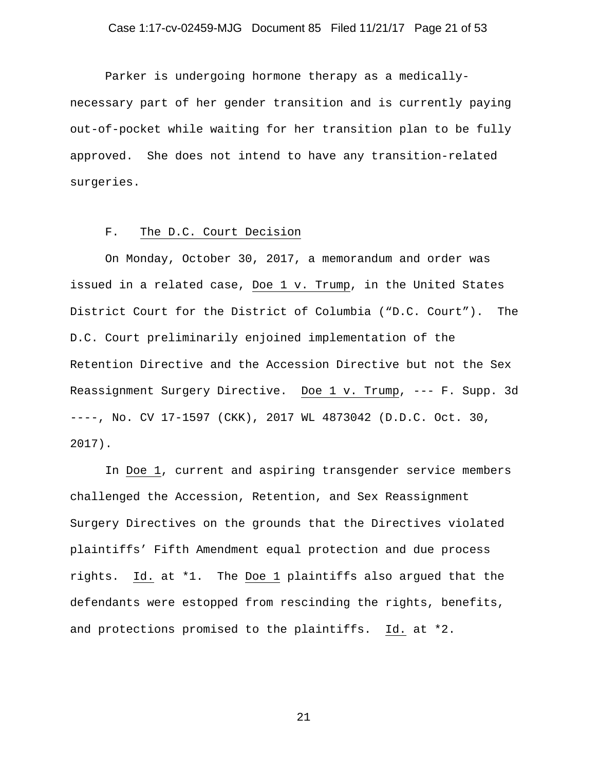Parker is undergoing hormone therapy as a medically-necessary part of her gender transition and is currently paying out-of-pocket while waiting for her transition plan to be fully approved. She does not intend to have any transition-related surgeries.

### F. The D.C. Court Decision

On Monday, October 30, 2017, a memorandum and order was issued in a related case, Doe 1 v. Trump, in the United States District Court for the District of Columbia ("D.C. Court"). The D.C. Court preliminarily enjoined implementation of the Retention Directive and the Accession Directive but not the Sex Reassignment Surgery Directive. Doe 1 v. Trump, --- F. Supp. 3d ----, No. CV 17-1597 (CKK), 2017 WL 4873042 (D.D.C. Oct. 30, 2017).

In Doe 1, current and aspiring transgender service members challenged the Accession, Retention, and Sex Reassignment Surgery Directives on the grounds that the Directives violated plaintiffs' Fifth Amendment equal protection and due process rights. Id. at *1. The Doe 1 plaintiffs also argued that the defendants were estopped from rescinding the rights, benefits, and protections promised to the plaintiffs. Id. at *2.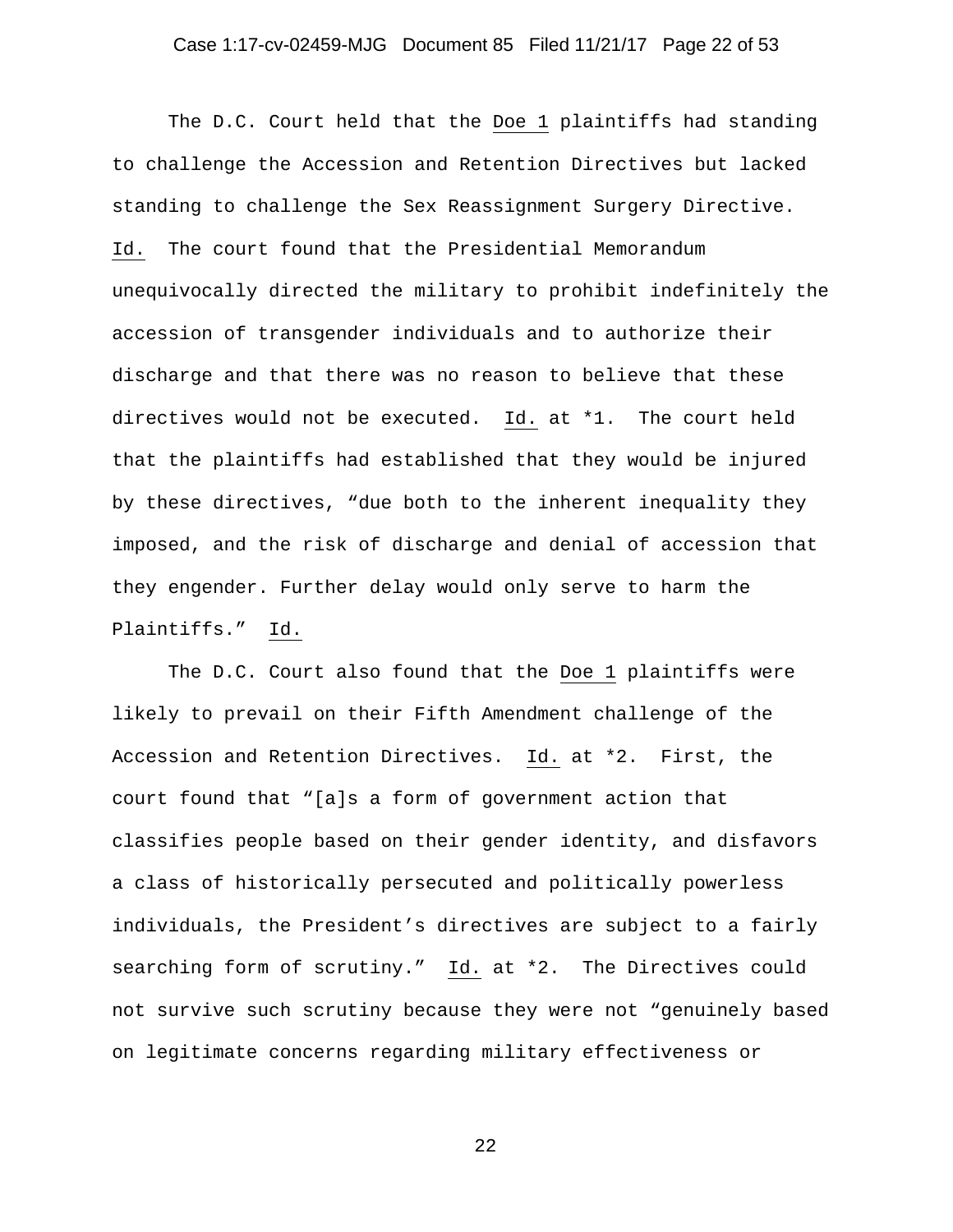The D.C. Court held that the Doe 1 plaintiffs had standing to challenge the Accession and Retention Directives but lacked standing to challenge the Sex Reassignment Surgery Directive. Id. The court found that the Presidential Memorandum unequivocally directed the military to prohibit indefinitely the accession of transgender individuals and to authorize their discharge and that there was no reason to believe that these directives would not be executed. Id. at *1. The court held that the plaintiffs had established that they would be injured by these directives, "due both to the inherent inequality they imposed, and the risk of discharge and denial of accession that they engender. Further delay would only serve to harm the Plaintiffs." Id.

The D.C. Court also found that the Doe 1 plaintiffs were likely to prevail on their Fifth Amendment challenge of the Accession and Retention Directives. Id. at *2. First, the court found that "[a]s a form of government action that classifies people based on their gender identity, and disfavors a class of historically persecuted and politically powerless individuals, the President's directives are subject to a fairly searching form of scrutiny." Id. at *2. The Directives could not survive such scrutiny because they were not "genuinely based on legitimate concerns regarding military effectiveness or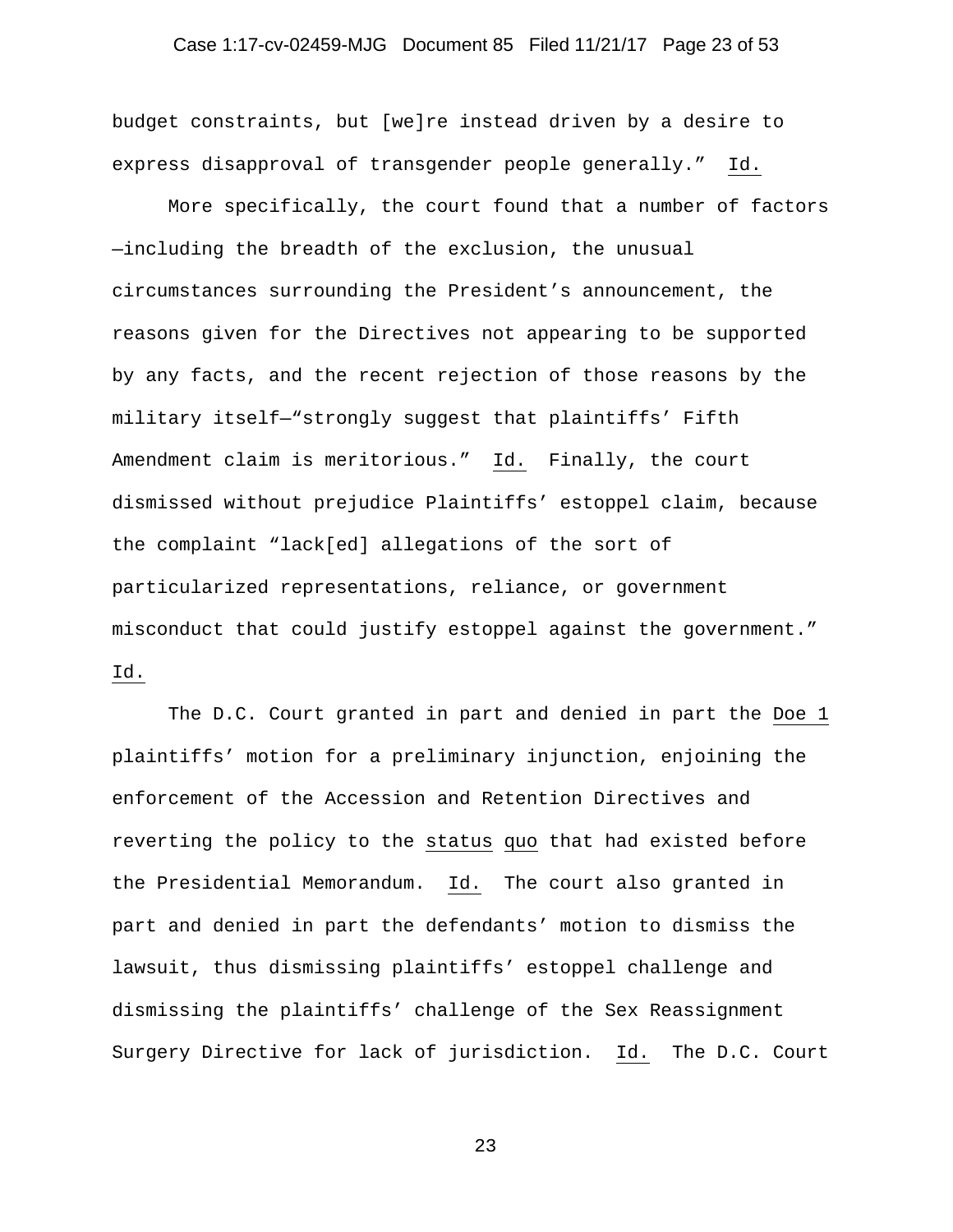budget constraints, but [we]re instead driven by a desire to express disapproval of transgender people generally." Id.

More specifically, the court found that a number of factors —including the breadth of the exclusion, the unusual circumstances surrounding the President's announcement, the reasons given for the Directives not appearing to be supported by any facts, and the recent rejection of those reasons by the military itself—"strongly suggest that plaintiffs' Fifth Amendment claim is meritorious." Id. Finally, the court dismissed without prejudice Plaintiffs' estoppel claim, because the complaint "lack[ed] allegations of the sort of particularized representations, reliance, or government misconduct that could justify estoppel against the government." Id.

The D.C. Court granted in part and denied in part the Doe 1 plaintiffs' motion for a preliminary injunction, enjoining the enforcement of the Accession and Retention Directives and reverting the policy to the status quo that had existed before the Presidential Memorandum. Id. The court also granted in part and denied in part the defendants' motion to dismiss the lawsuit, thus dismissing plaintiffs' estoppel challenge and dismissing the plaintiffs' challenge of the Sex Reassignment Surgery Directive for lack of jurisdiction. Id. The D.C. Court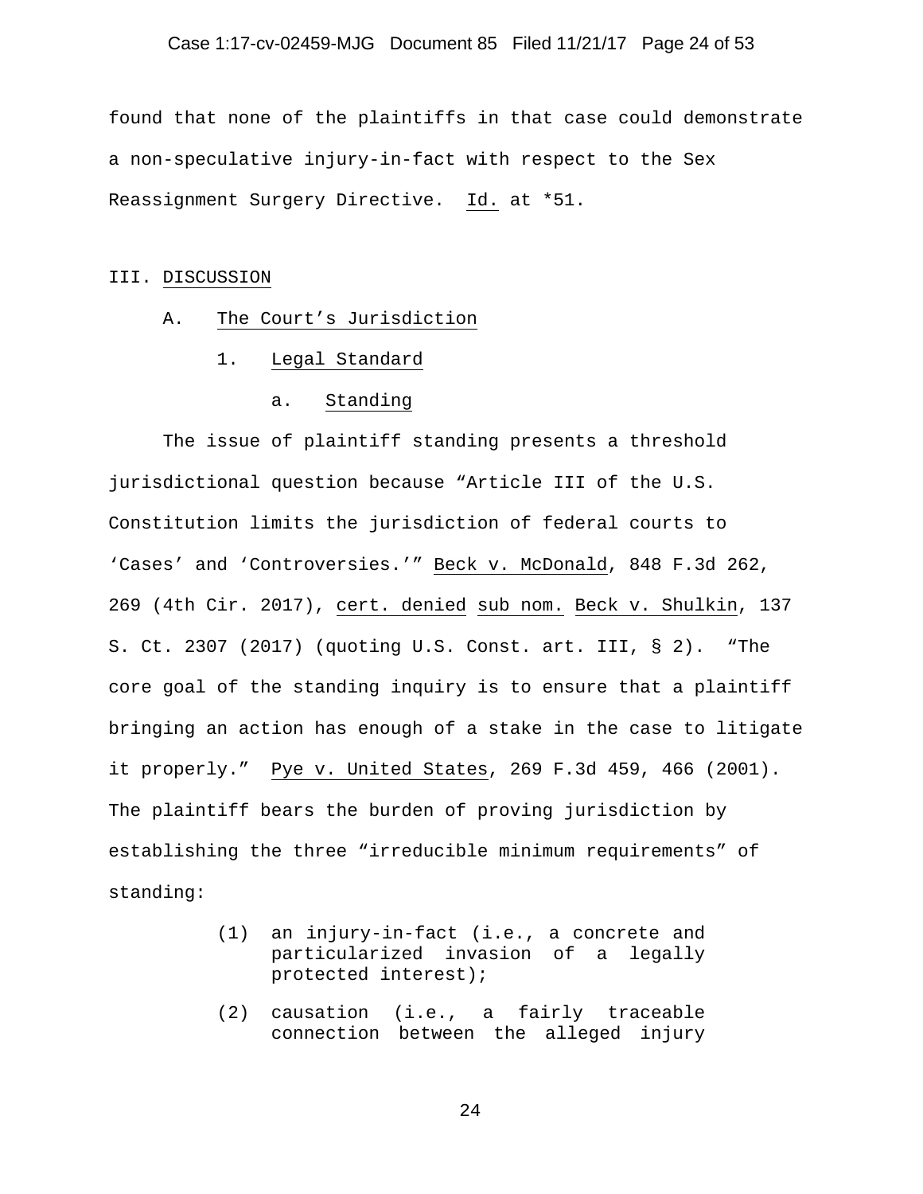found that none of the plaintiffs in that case could demonstrate a non-speculative injury-in-fact with respect to the Sex Reassignment Surgery Directive. Id. at *51.

## III. DISCUSSION

### A. The Court's Jurisdiction

#### 1. Legal Standard

##### a. Standing

The issue of plaintiff standing presents a threshold jurisdictional question because "Article III of the U.S. Constitution limits the jurisdiction of federal courts to 'Cases' and 'Controversies.'" Beck v. McDonald, 848 F.3d 262, 269 (4th Cir. 2017), cert. denied sub nom. Beck v. Shulkin, 137 S. Ct. 2307 (2017) (quoting U.S. Const. art. III, § 2). "The core goal of the standing inquiry is to ensure that a plaintiff bringing an action has enough of a stake in the case to litigate it properly." Pye v. United States, 269 F.3d 459, 466 (2001). The plaintiff bears the burden of proving jurisdiction by establishing the three "irreducible minimum requirements" of standing:

> (1) an injury-in-fact (i.e., a concrete and particularized invasion of a legally protected interest);
>
> (2) causation (i.e., a fairly traceable connection between the alleged injury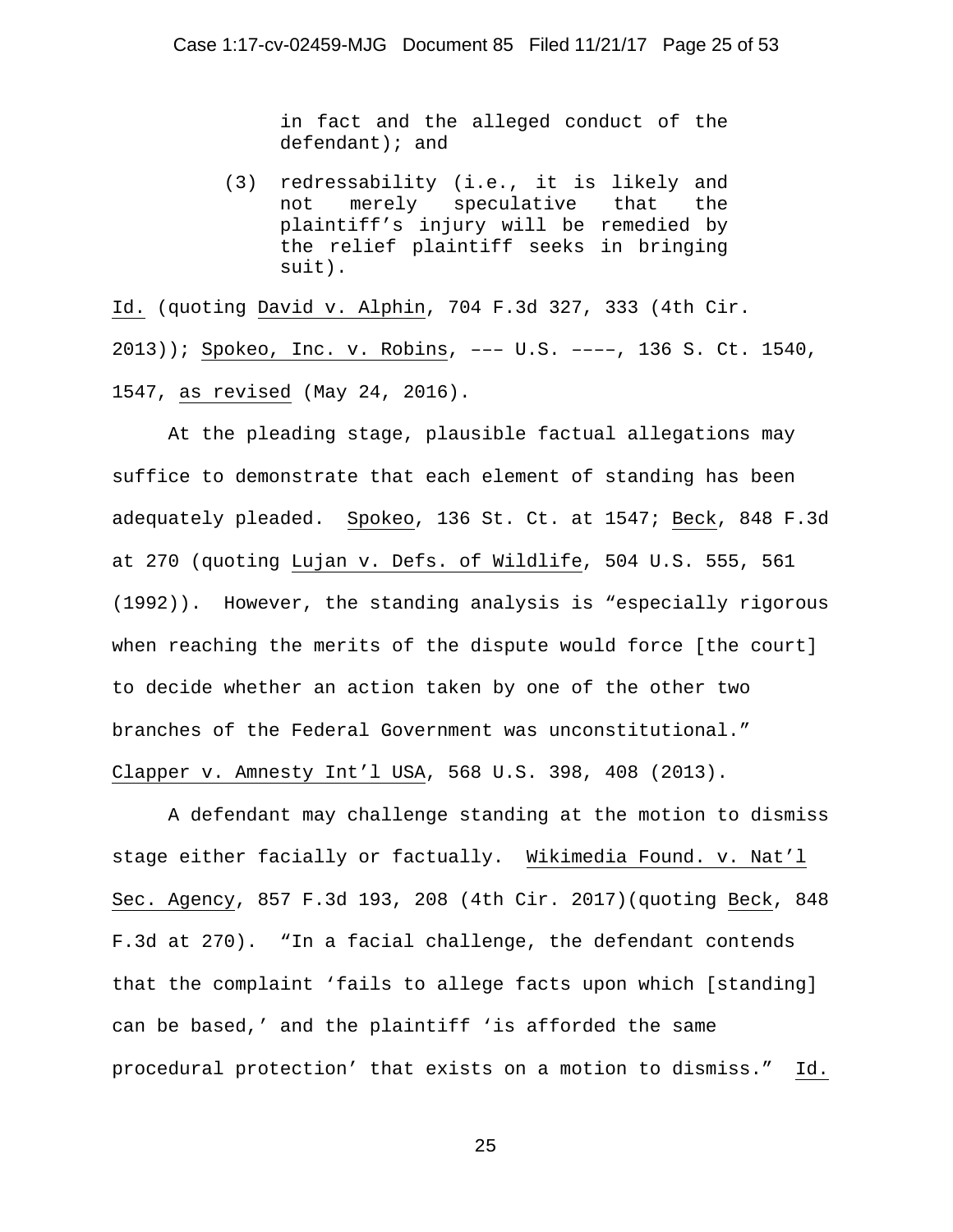in fact and the alleged conduct of the defendant); and

(3) redressability (i.e., it is likely and not merely speculative that the plaintiff's injury will be remedied by the relief plaintiff seeks in bringing suit).

Id. (quoting David v. Alphin, 704 F.3d 327, 333 (4th Cir. 2013)); Spokeo, Inc. v. Robins, ––– U.S. ––––, 136 S. Ct. 1540, 1547, as revised (May 24, 2016).

At the pleading stage, plausible factual allegations may suffice to demonstrate that each element of standing has been adequately pleaded. Spokeo, 136 St. Ct. at 1547; Beck, 848 F.3d at 270 (quoting Lujan v. Defs. of Wildlife, 504 U.S. 555, 561 (1992)). However, the standing analysis is "especially rigorous when reaching the merits of the dispute would force [the court] to decide whether an action taken by one of the other two branches of the Federal Government was unconstitutional." Clapper v. Amnesty Int'l USA, 568 U.S. 398, 408 (2013).

A defendant may challenge standing at the motion to dismiss stage either facially or factually. Wikimedia Found. v. Nat'l Sec. Agency, 857 F.3d 193, 208 (4th Cir. 2017)(quoting Beck, 848 F.3d at 270). "In a facial challenge, the defendant contends that the complaint 'fails to allege facts upon which [standing] can be based,' and the plaintiff 'is afforded the same procedural protection' that exists on a motion to dismiss." Id.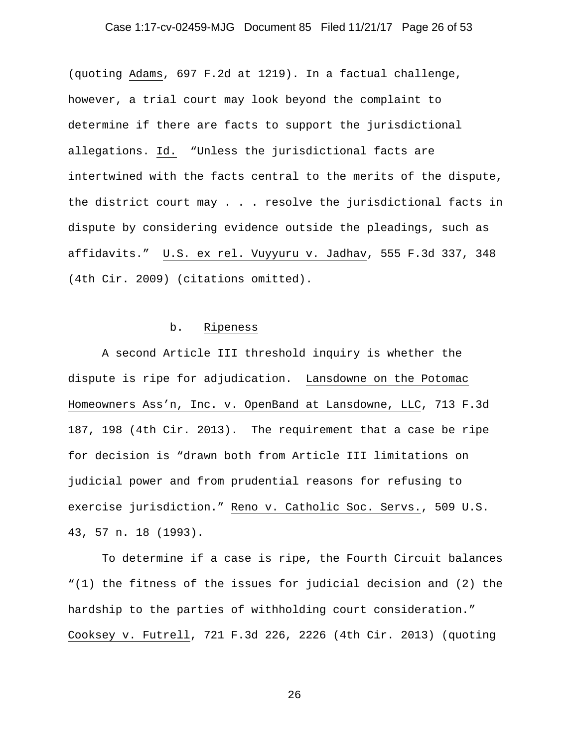(quoting Adams, 697 F.2d at 1219). In a factual challenge, however, a trial court may look beyond the complaint to determine if there are facts to support the jurisdictional allegations. Id. "Unless the jurisdictional facts are intertwined with the facts central to the merits of the dispute, the district court may . . . resolve the jurisdictional facts in dispute by considering evidence outside the pleadings, such as affidavits." U.S. ex rel. Vuyyuru v. Jadhav, 555 F.3d 337, 348 (4th Cir. 2009) (citations omitted).

b. Ripeness

A second Article III threshold inquiry is whether the dispute is ripe for adjudication. Lansdowne on the Potomac Homeowners Ass'n, Inc. v. OpenBand at Lansdowne, LLC, 713 F.3d 187, 198 (4th Cir. 2013). The requirement that a case be ripe for decision is "drawn both from Article III limitations on judicial power and from prudential reasons for refusing to exercise jurisdiction." Reno v. Catholic Soc. Servs., 509 U.S. 43, 57 n. 18 (1993).

To determine if a case is ripe, the Fourth Circuit balances "(1) the fitness of the issues for judicial decision and (2) the hardship to the parties of withholding court consideration." Cooksey v. Futrell, 721 F.3d 226, 2226 (4th Cir. 2013) (quoting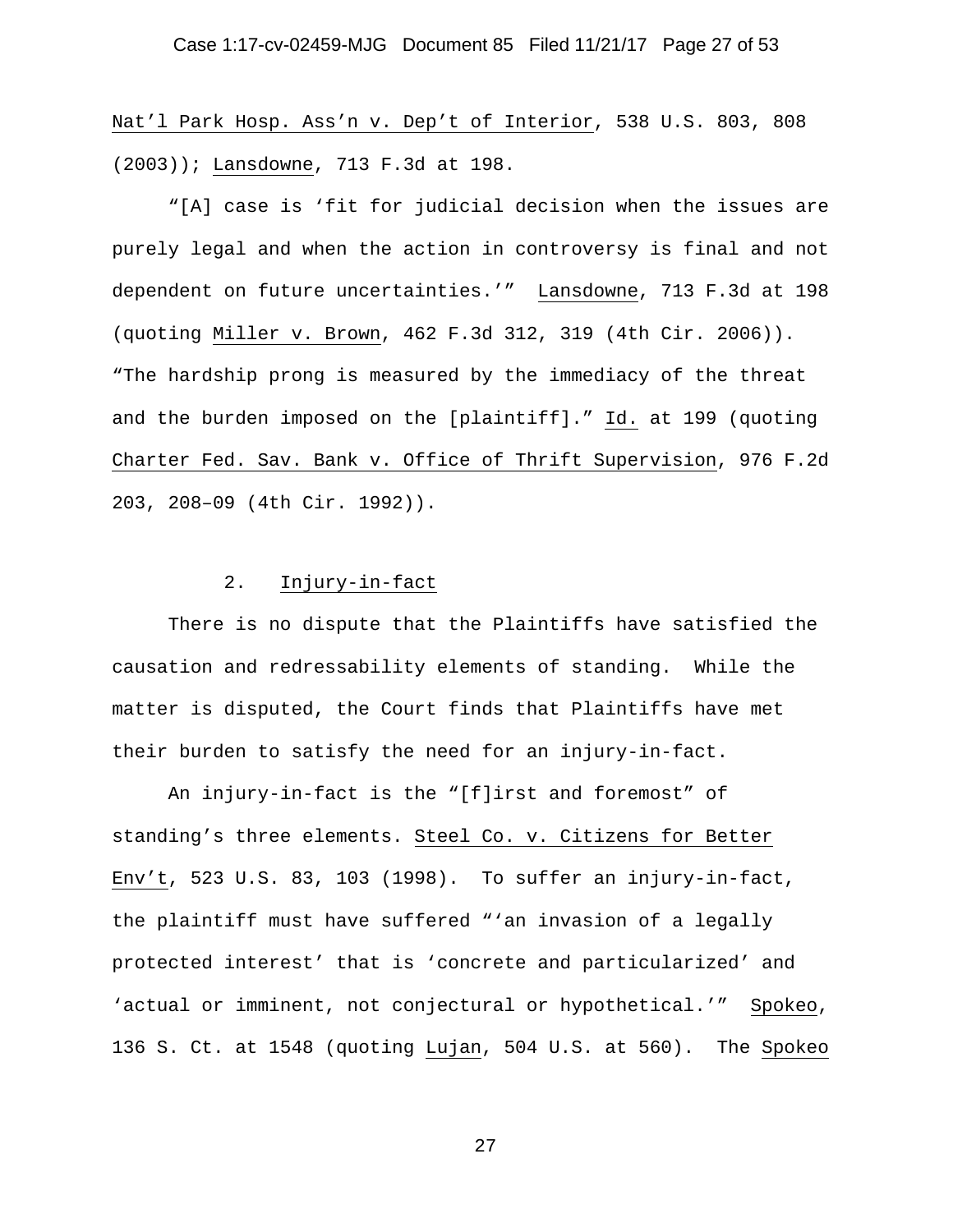Nat'l Park Hosp. Ass'n v. Dep't of Interior, 538 U.S. 803, 808 (2003)); Lansdowne, 713 F.3d at 198.

"[A] case is 'fit for judicial decision when the issues are purely legal and when the action in controversy is final and not dependent on future uncertainties.'" Lansdowne, 713 F.3d at 198 (quoting Miller v. Brown, 462 F.3d 312, 319 (4th Cir. 2006)). "The hardship prong is measured by the immediacy of the threat and the burden imposed on the [plaintiff]." Id. at 199 (quoting Charter Fed. Sav. Bank v. Office of Thrift Supervision, 976 F.2d 203, 208–09 (4th Cir. 1992)).

### 2. Injury-in-fact

There is no dispute that the Plaintiffs have satisfied the causation and redressability elements of standing. While the matter is disputed, the Court finds that Plaintiffs have met their burden to satisfy the need for an injury-in-fact.

An injury-in-fact is the "[f]irst and foremost" of standing's three elements. Steel Co. v. Citizens for Better Env't, 523 U.S. 83, 103 (1998). To suffer an injury-in-fact, the plaintiff must have suffered "'an invasion of a legally protected interest' that is 'concrete and particularized' and 'actual or imminent, not conjectural or hypothetical.'" Spokeo, 136 S. Ct. at 1548 (quoting Lujan, 504 U.S. at 560). The Spokeo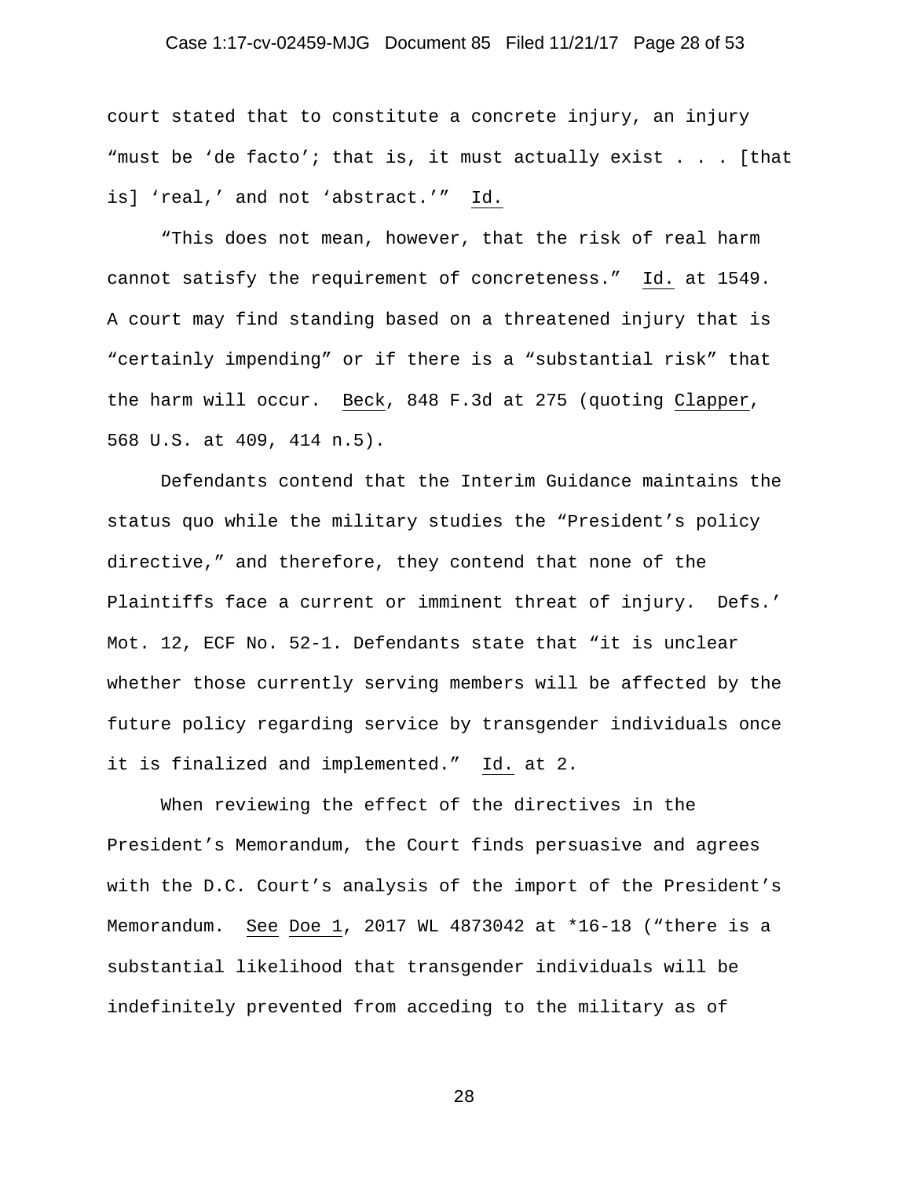court stated that to constitute a concrete injury, an injury "must be 'de facto'; that is, it must actually exist . . . [that is] 'real,' and not 'abstract.'" Id.

"This does not mean, however, that the risk of real harm cannot satisfy the requirement of concreteness." Id. at 1549. A court may find standing based on a threatened injury that is "certainly impending" or if there is a "substantial risk" that the harm will occur. Beck, 848 F.3d at 275 (quoting Clapper, 568 U.S. at 409, 414 n.5).

Defendants contend that the Interim Guidance maintains the status quo while the military studies the "President's policy directive," and therefore, they contend that none of the Plaintiffs face a current or imminent threat of injury. Defs.' Mot. 12, ECF No. 52-1. Defendants state that "it is unclear whether those currently serving members will be affected by the future policy regarding service by transgender individuals once it is finalized and implemented." Id. at 2.

When reviewing the effect of the directives in the President's Memorandum, the Court finds persuasive and agrees with the D.C. Court's analysis of the import of the President's Memorandum. See Doe 1, 2017 WL 4873042 at *16-18 ("there is a substantial likelihood that transgender individuals will be indefinitely prevented from acceding to the military as of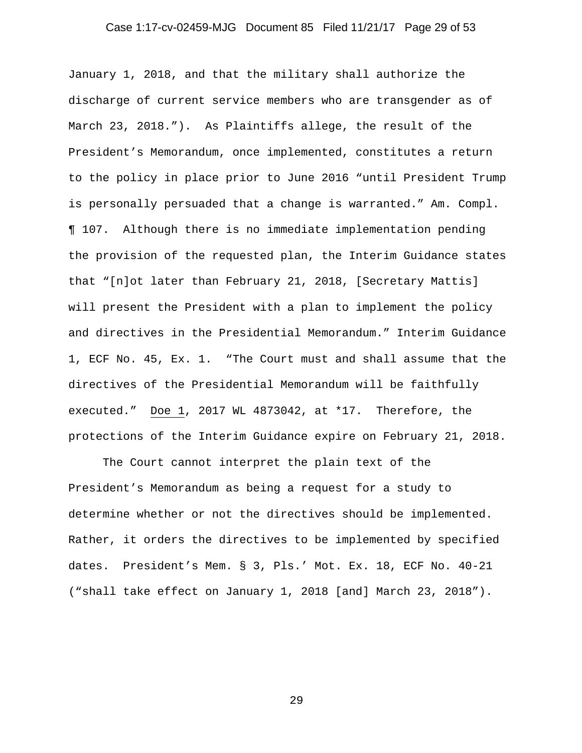January 1, 2018, and that the military shall authorize the discharge of current service members who are transgender as of March 23, 2018.”). As Plaintiffs allege, the result of the President’s Memorandum, once implemented, constitutes a return to the policy in place prior to June 2016 “until President Trump is personally persuaded that a change is warranted.” Am. Compl. ¶ 107. Although there is no immediate implementation pending the provision of the requested plan, the Interim Guidance states that “[n]ot later than February 21, 2018, [Secretary Mattis] will present the President with a plan to implement the policy and directives in the Presidential Memorandum.” Interim Guidance 1, ECF No. 45, Ex. 1. “The Court must and shall assume that the directives of the Presidential Memorandum will be faithfully executed.” Doe 1, 2017 WL 4873042, at *17. Therefore, the protections of the Interim Guidance expire on February 21, 2018.

The Court cannot interpret the plain text of the President’s Memorandum as being a request for a study to determine whether or not the directives should be implemented. Rather, it orders the directives to be implemented by specified dates. President’s Mem. § 3, Pls.’ Mot. Ex. 18, ECF No. 40-21 (“shall take effect on January 1, 2018 [and] March 23, 2018”).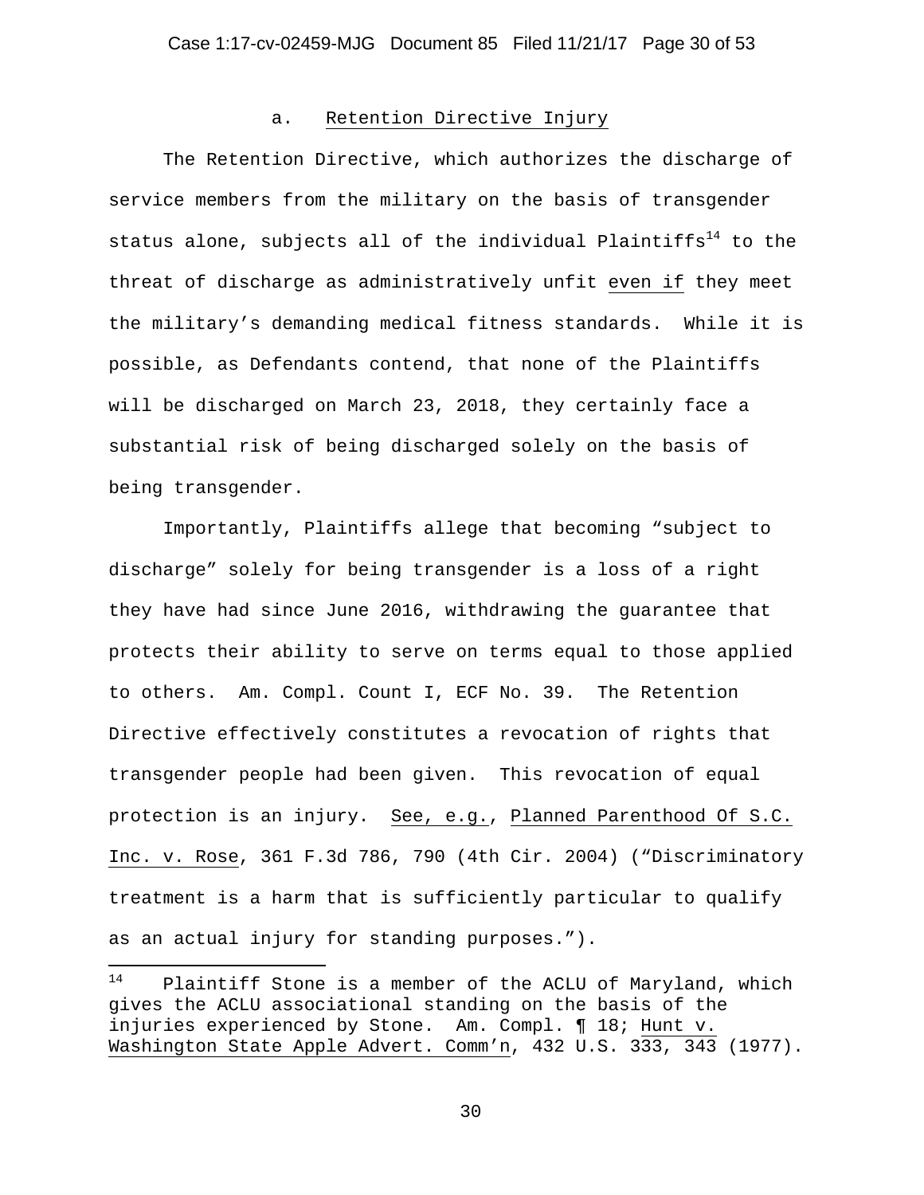a. Retention Directive Injury

The Retention Directive, which authorizes the discharge of service members from the military on the basis of transgender status alone, subjects all of the individual Plaintiffs[14] to the threat of discharge as administratively unfit even if they meet the military's demanding medical fitness standards. While it is possible, as Defendants contend, that none of the Plaintiffs will be discharged on March 23, 2018, they certainly face a substantial risk of being discharged solely on the basis of being transgender.

Importantly, Plaintiffs allege that becoming "subject to discharge" solely for being transgender is a loss of a right they have had since June 2016, withdrawing the guarantee that protects their ability to serve on terms equal to those applied to others. Am. Compl. Count I, ECF No. 39. The Retention Directive effectively constitutes a revocation of rights that transgender people had been given. This revocation of equal protection is an injury. See, e.g., Planned Parenthood Of S.C. Inc. v. Rose, 361 F.3d 786, 790 (4th Cir. 2004) ("Discriminatory treatment is a harm that is sufficiently particular to qualify as an actual injury for standing purposes.").

[14] Plaintiff Stone is a member of the ACLU of Maryland, which gives the ACLU associational standing on the basis of the injuries experienced by Stone. Am. Compl. ¶ 18; Hunt v. Washington State Apple Advert. Comm'n, 432 U.S. 333, 343 (1977).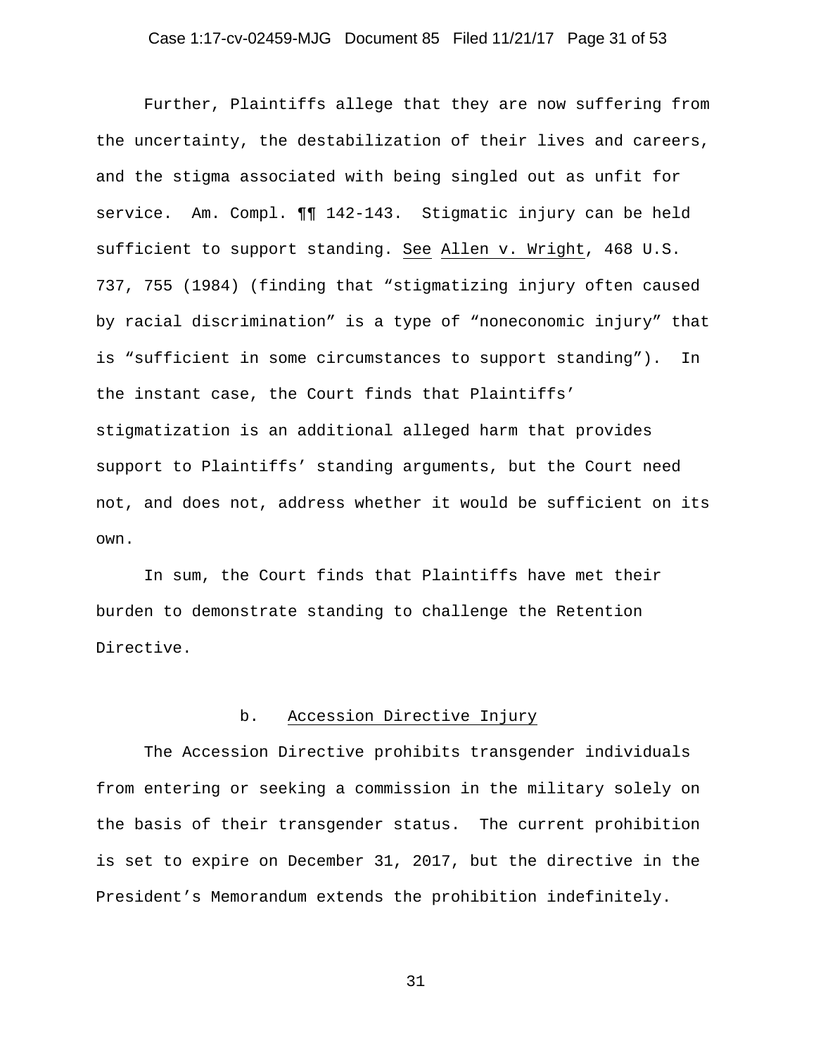Further, Plaintiffs allege that they are now suffering from the uncertainty, the destabilization of their lives and careers, and the stigma associated with being singled out as unfit for service. Am. Compl. ¶¶ 142-143. Stigmatic injury can be held sufficient to support standing. See Allen v. Wright, 468 U.S. 737, 755 (1984) (finding that "stigmatizing injury often caused by racial discrimination" is a type of "noneconomic injury" that is "sufficient in some circumstances to support standing"). In the instant case, the Court finds that Plaintiffs' stigmatization is an additional alleged harm that provides support to Plaintiffs' standing arguments, but the Court need not, and does not, address whether it would be sufficient on its own.

In sum, the Court finds that Plaintiffs have met their burden to demonstrate standing to challenge the Retention Directive.

#### b. Accession Directive Injury

The Accession Directive prohibits transgender individuals from entering or seeking a commission in the military solely on the basis of their transgender status. The current prohibition is set to expire on December 31, 2017, but the directive in the President's Memorandum extends the prohibition indefinitely.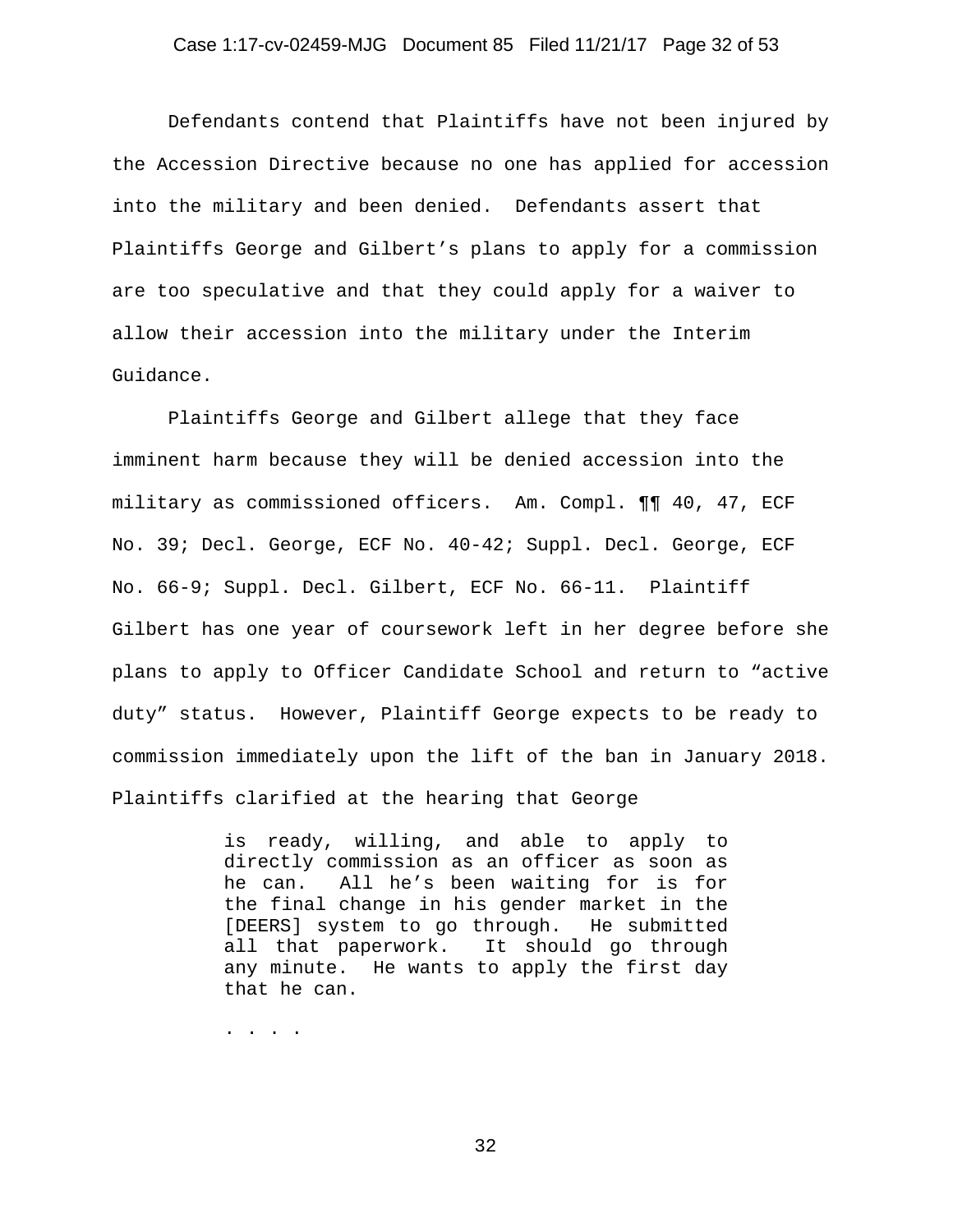Defendants contend that Plaintiffs have not been injured by the Accession Directive because no one has applied for accession into the military and been denied. Defendants assert that Plaintiffs George and Gilbert's plans to apply for a commission are too speculative and that they could apply for a waiver to allow their accession into the military under the Interim Guidance.

Plaintiffs George and Gilbert allege that they face imminent harm because they will be denied accession into the military as commissioned officers. Am. Compl. ¶¶ 40, 47, ECF No. 39; Decl. George, ECF No. 40-42; Suppl. Decl. George, ECF No. 66-9; Suppl. Decl. Gilbert, ECF No. 66-11. Plaintiff Gilbert has one year of coursework left in her degree before she plans to apply to Officer Candidate School and return to "active duty" status. However, Plaintiff George expects to be ready to commission immediately upon the lift of the ban in January 2018. Plaintiffs clarified at the hearing that George

> is ready, willing, and able to apply to directly commission as an officer as soon as he can. All he's been waiting for is for the final change in his gender market in the [DEERS] system to go through. He submitted all that paperwork. It should go through any minute. He wants to apply the first day that he can.
>
> . . . .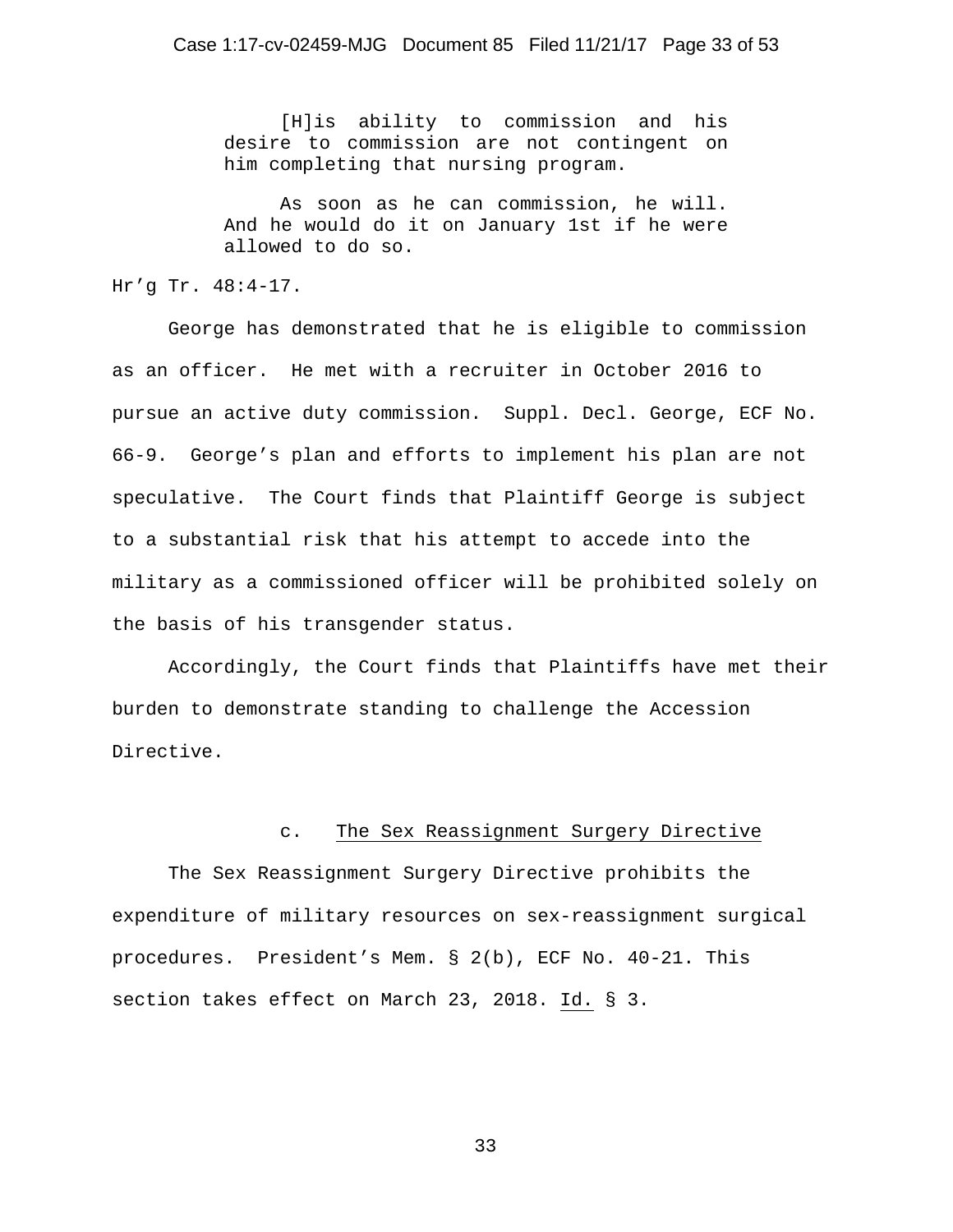> [H]is ability to commission and his desire to commission are not contingent on him completing that nursing program.
>
> As soon as he can commission, he will. And he would do it on January 1st if he were allowed to do so.

Hr'g Tr. 48:4-17.

George has demonstrated that he is eligible to commission as an officer. He met with a recruiter in October 2016 to pursue an active duty commission. Suppl. Decl. George, ECF No. 66-9. George's plan and efforts to implement his plan are not speculative. The Court finds that Plaintiff George is subject to a substantial risk that his attempt to accede into the military as a commissioned officer will be prohibited solely on the basis of his transgender status.

Accordingly, the Court finds that Plaintiffs have met their burden to demonstrate standing to challenge the Accession Directive.

#### c. The Sex Reassignment Surgery Directive

The Sex Reassignment Surgery Directive prohibits the expenditure of military resources on sex-reassignment surgical procedures. President's Mem. § 2(b), ECF No. 40-21. This section takes effect on March 23, 2018. Id. § 3.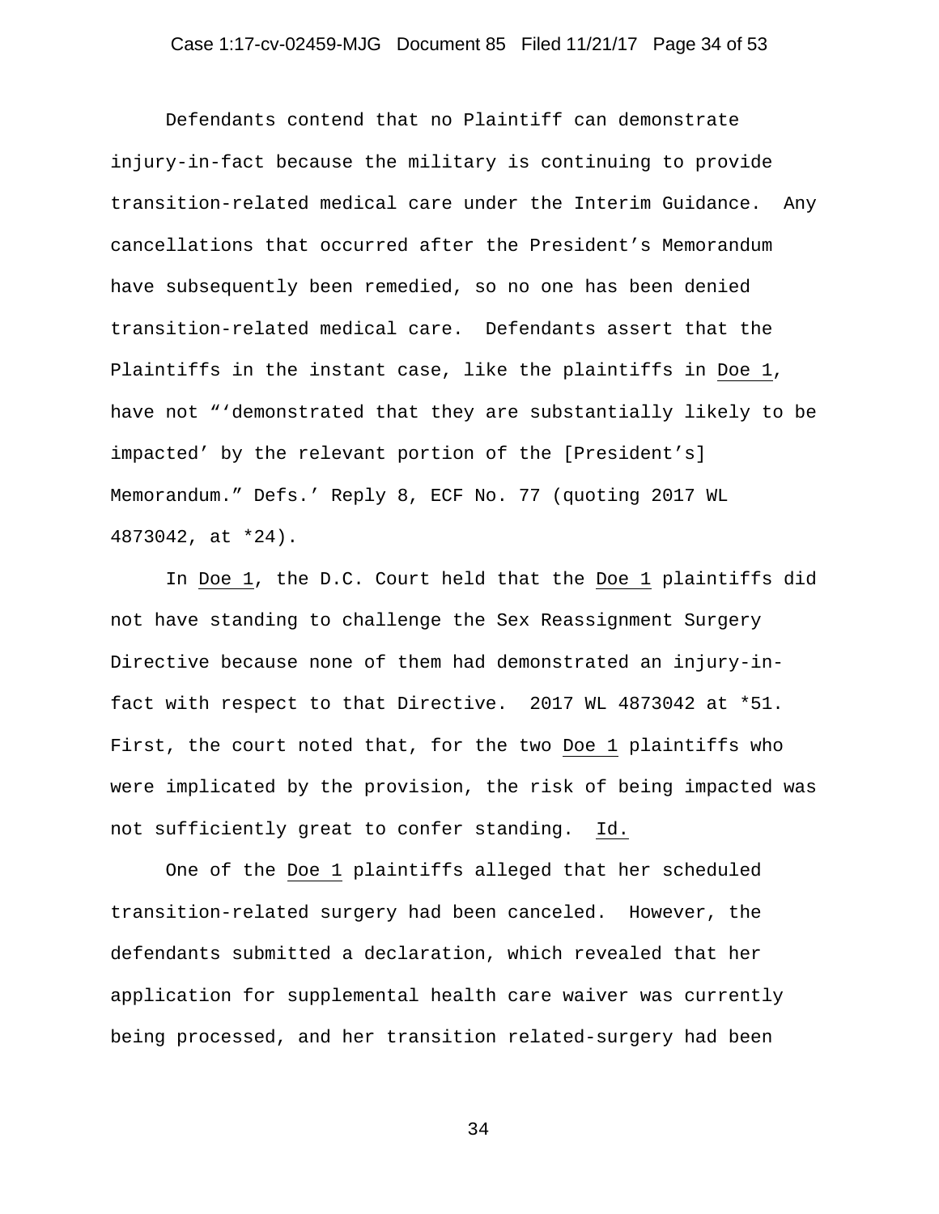Defendants contend that no Plaintiff can demonstrate injury-in-fact because the military is continuing to provide transition-related medical care under the Interim Guidance. Any cancellations that occurred after the President's Memorandum have subsequently been remedied, so no one has been denied transition-related medical care. Defendants assert that the Plaintiffs in the instant case, like the plaintiffs in Doe 1, have not "'demonstrated that they are substantially likely to be impacted' by the relevant portion of the [President's] Memorandum." Defs.' Reply 8, ECF No. 77 (quoting 2017 WL 4873042, at *24).

In Doe 1, the D.C. Court held that the Doe 1 plaintiffs did not have standing to challenge the Sex Reassignment Surgery Directive because none of them had demonstrated an injury-in-fact with respect to that Directive. 2017 WL 4873042 at *51. First, the court noted that, for the two Doe 1 plaintiffs who were implicated by the provision, the risk of being impacted was not sufficiently great to confer standing. Id.

One of the Doe 1 plaintiffs alleged that her scheduled transition-related surgery had been canceled. However, the defendants submitted a declaration, which revealed that her application for supplemental health care waiver was currently being processed, and her transition related-surgery had been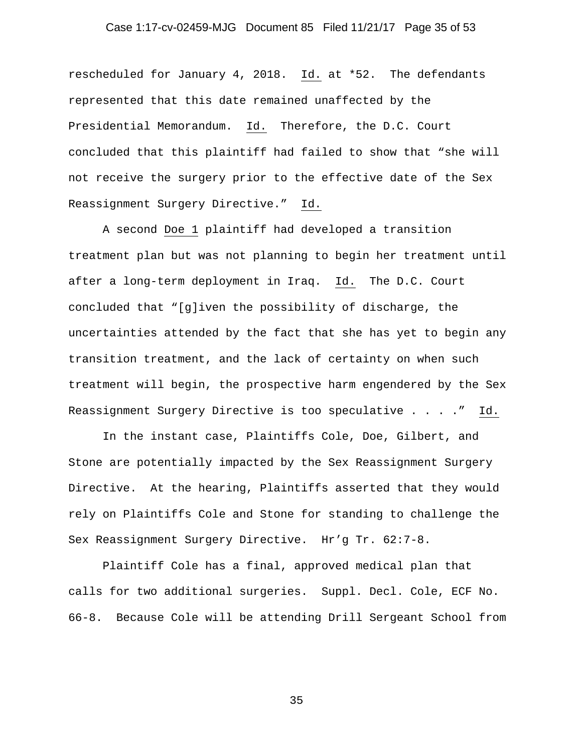rescheduled for January 4, 2018. Id. at *52. The defendants represented that this date remained unaffected by the Presidential Memorandum. Id. Therefore, the D.C. Court concluded that this plaintiff had failed to show that "she will not receive the surgery prior to the effective date of the Sex Reassignment Surgery Directive." Id.

A second Doe 1 plaintiff had developed a transition treatment plan but was not planning to begin her treatment until after a long-term deployment in Iraq. Id. The D.C. Court concluded that "[g]iven the possibility of discharge, the uncertainties attended by the fact that she has yet to begin any transition treatment, and the lack of certainty on when such treatment will begin, the prospective harm engendered by the Sex Reassignment Surgery Directive is too speculative . . . ." Id.

In the instant case, Plaintiffs Cole, Doe, Gilbert, and Stone are potentially impacted by the Sex Reassignment Surgery Directive. At the hearing, Plaintiffs asserted that they would rely on Plaintiffs Cole and Stone for standing to challenge the Sex Reassignment Surgery Directive. Hr'g Tr. 62:7-8.

Plaintiff Cole has a final, approved medical plan that calls for two additional surgeries. Suppl. Decl. Cole, ECF No. 66-8. Because Cole will be attending Drill Sergeant School from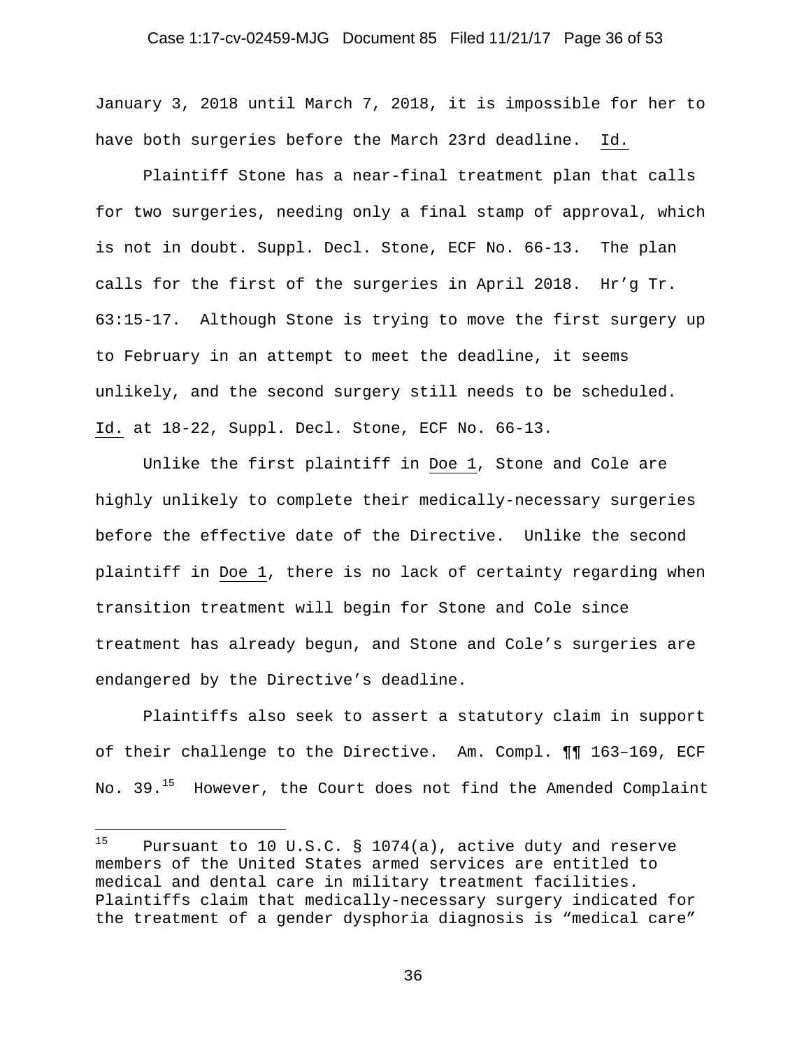January 3, 2018 until March 7, 2018, it is impossible for her to have both surgeries before the March 23rd deadline. Id.

Plaintiff Stone has a near-final treatment plan that calls for two surgeries, needing only a final stamp of approval, which is not in doubt. Suppl. Decl. Stone, ECF No. 66-13. The plan calls for the first of the surgeries in April 2018. Hr'g Tr. 63:15-17. Although Stone is trying to move the first surgery up to February in an attempt to meet the deadline, it seems unlikely, and the second surgery still needs to be scheduled. Id. at 18-22, Suppl. Decl. Stone, ECF No. 66-13.

Unlike the first plaintiff in Doe 1, Stone and Cole are highly unlikely to complete their medically-necessary surgeries before the effective date of the Directive. Unlike the second plaintiff in Doe 1, there is no lack of certainty regarding when transition treatment will begin for Stone and Cole since treatment has already begun, and Stone and Cole's surgeries are endangered by the Directive's deadline.

Plaintiffs also seek to assert a statutory claim in support of their challenge to the Directive. Am. Compl. ¶¶ 163–169, ECF No. 39.[15] However, the Court does not find the Amended Complaint

---

[15] Pursuant to 10 U.S.C. § 1074(a), active duty and reserve members of the United States armed services are entitled to medical and dental care in military treatment facilities. Plaintiffs claim that medically-necessary surgery indicated for the treatment of a gender dysphoria diagnosis is "medical care"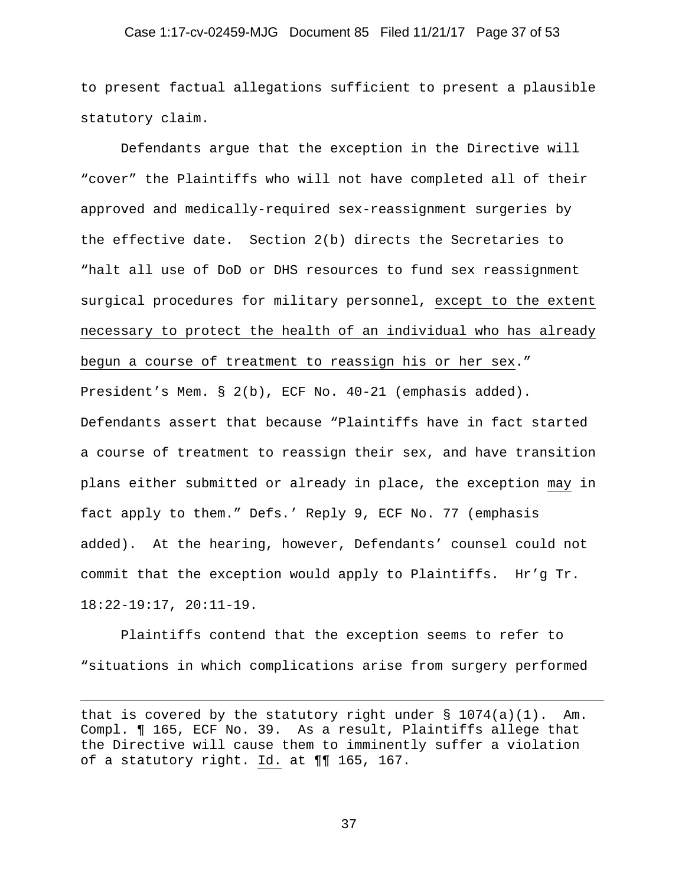to present factual allegations sufficient to present a plausible statutory claim.

Defendants argue that the exception in the Directive will "cover" the Plaintiffs who will not have completed all of their approved and medically-required sex-reassignment surgeries by the effective date. Section 2(b) directs the Secretaries to "halt all use of DoD or DHS resources to fund sex reassignment surgical procedures for military personnel, <u>except to the extent necessary to protect the health of an individual who has already begun a course of treatment to reassign his or her sex</u>." President's Mem. § 2(b), ECF No. 40-21 (emphasis added). Defendants assert that because "Plaintiffs have in fact started a course of treatment to reassign their sex, and have transition plans either submitted or already in place, the exception <u>may</u> in fact apply to them." Defs.' Reply 9, ECF No. 77 (emphasis added). At the hearing, however, Defendants' counsel could not commit that the exception would apply to Plaintiffs. Hr'g Tr. 18:22-19:17, 20:11-19.

Plaintiffs contend that the exception seems to refer to "situations in which complications arise from surgery performed

---

that is covered by the statutory right under § 1074(a)(1). Am. Compl. ¶ 165, ECF No. 39. As a result, Plaintiffs allege that the Directive will cause them to imminently suffer a violation of a statutory right. <u>Id.</u> at ¶¶ 165, 167.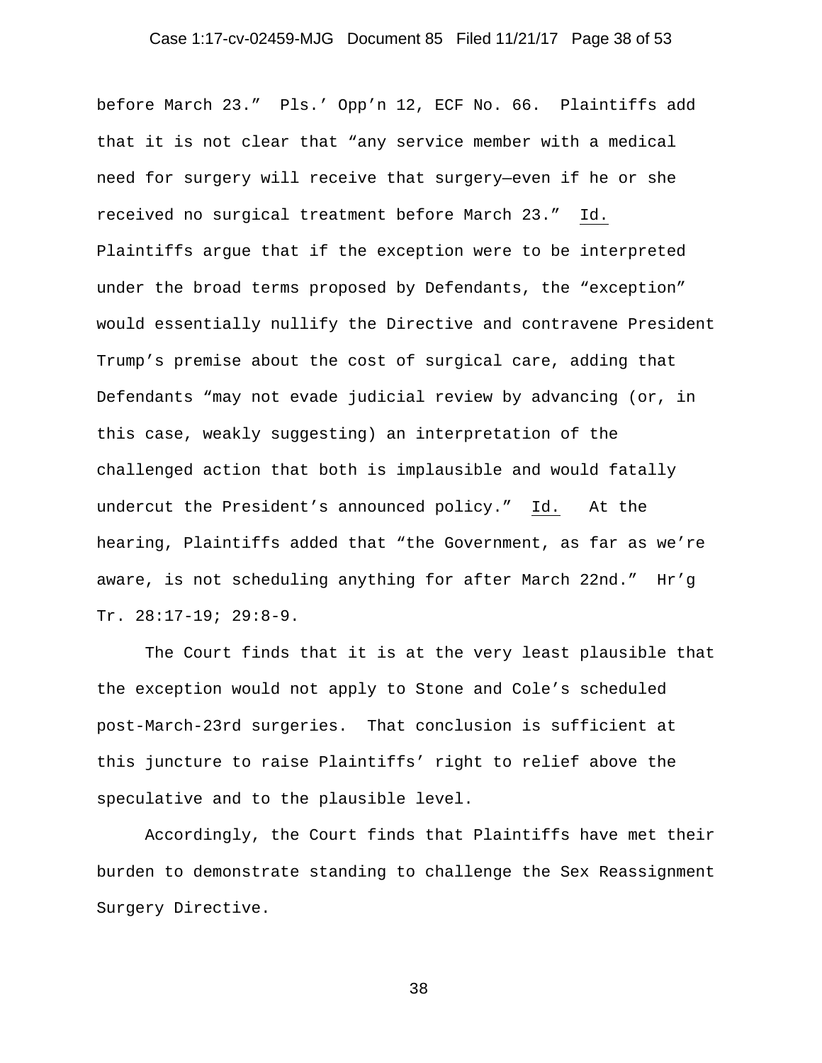before March 23." Pls.' Opp'n 12, ECF No. 66. Plaintiffs add that it is not clear that "any service member with a medical need for surgery will receive that surgery—even if he or she received no surgical treatment before March 23." Id. Plaintiffs argue that if the exception were to be interpreted under the broad terms proposed by Defendants, the "exception" would essentially nullify the Directive and contravene President Trump's premise about the cost of surgical care, adding that Defendants "may not evade judicial review by advancing (or, in this case, weakly suggesting) an interpretation of the challenged action that both is implausible and would fatally undercut the President's announced policy." Id. At the hearing, Plaintiffs added that "the Government, as far as we're aware, is not scheduling anything for after March 22nd." Hr'g Tr. 28:17-19; 29:8-9.

The Court finds that it is at the very least plausible that the exception would not apply to Stone and Cole's scheduled post-March-23rd surgeries. That conclusion is sufficient at this juncture to raise Plaintiffs' right to relief above the speculative and to the plausible level.

Accordingly, the Court finds that Plaintiffs have met their burden to demonstrate standing to challenge the Sex Reassignment Surgery Directive.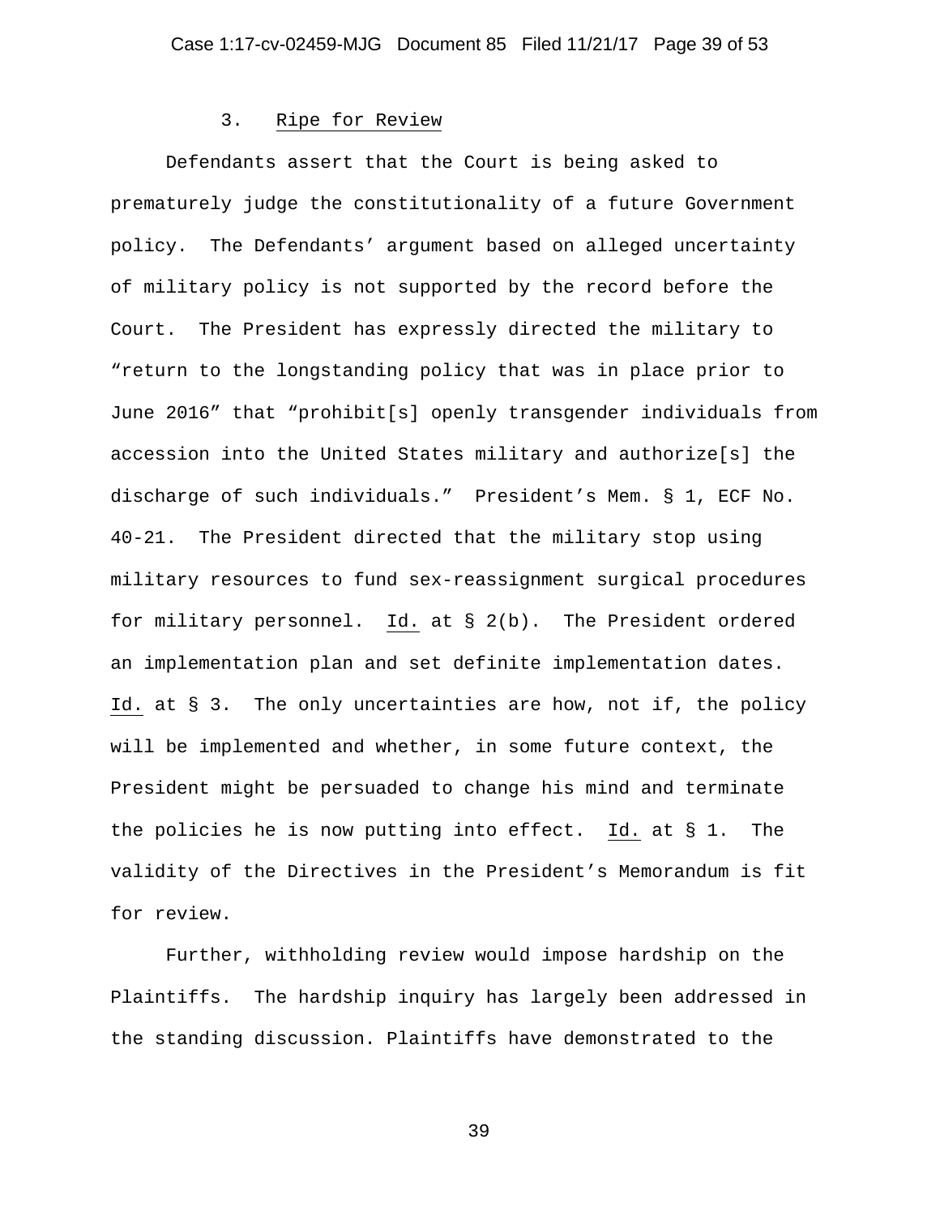### 3. Ripe for Review

Defendants assert that the Court is being asked to prematurely judge the constitutionality of a future Government policy. The Defendants' argument based on alleged uncertainty of military policy is not supported by the record before the Court. The President has expressly directed the military to "return to the longstanding policy that was in place prior to June 2016" that "prohibit[s] openly transgender individuals from accession into the United States military and authorize[s] the discharge of such individuals." President's Mem. § 1, ECF No. 40-21. The President directed that the military stop using military resources to fund sex-reassignment surgical procedures for military personnel. Id. at § 2(b). The President ordered an implementation plan and set definite implementation dates. Id. at § 3. The only uncertainties are how, not if, the policy will be implemented and whether, in some future context, the President might be persuaded to change his mind and terminate the policies he is now putting into effect. Id. at § 1. The validity of the Directives in the President's Memorandum is fit for review.

Further, withholding review would impose hardship on the Plaintiffs. The hardship inquiry has largely been addressed in the standing discussion. Plaintiffs have demonstrated to the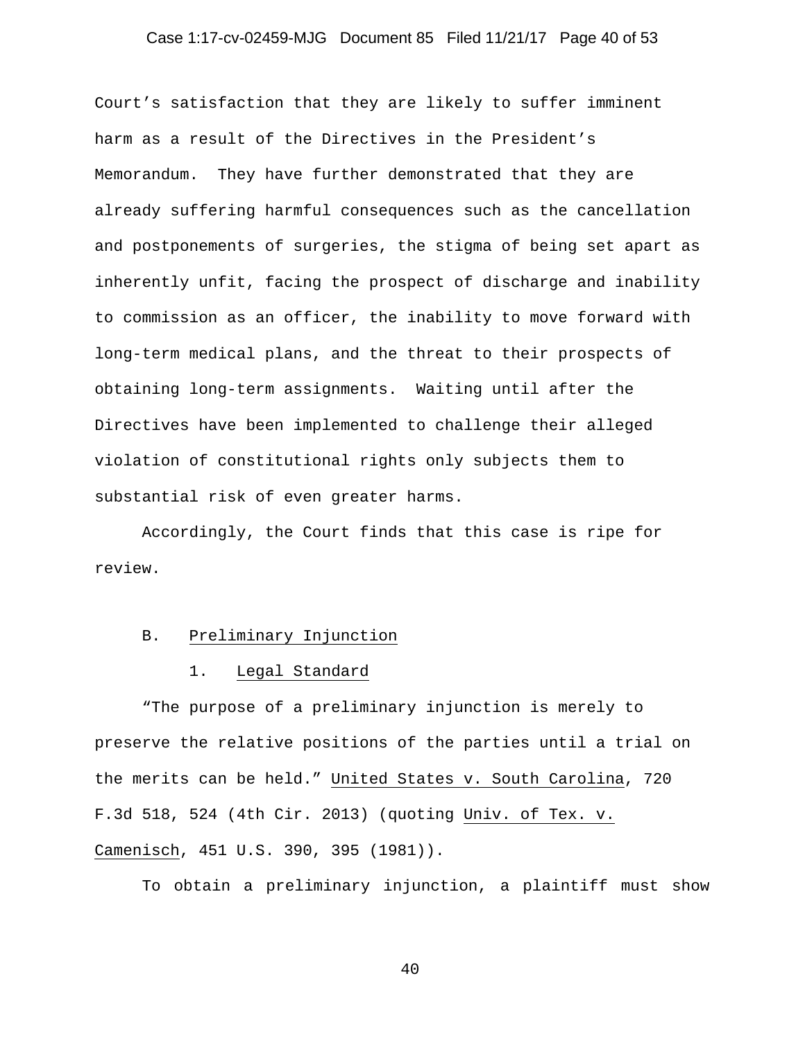Court's satisfaction that they are likely to suffer imminent harm as a result of the Directives in the President's Memorandum. They have further demonstrated that they are already suffering harmful consequences such as the cancellation and postponements of surgeries, the stigma of being set apart as inherently unfit, facing the prospect of discharge and inability to commission as an officer, the inability to move forward with long-term medical plans, and the threat to their prospects of obtaining long-term assignments. Waiting until after the Directives have been implemented to challenge their alleged violation of constitutional rights only subjects them to substantial risk of even greater harms.

Accordingly, the Court finds that this case is ripe for review.

B. Preliminary Injunction

1. Legal Standard

"The purpose of a preliminary injunction is merely to preserve the relative positions of the parties until a trial on the merits can be held." United States v. South Carolina, 720 F.3d 518, 524 (4th Cir. 2013) (quoting Univ. of Tex. v. Camenisch, 451 U.S. 390, 395 (1981)).

To obtain a preliminary injunction, a plaintiff must show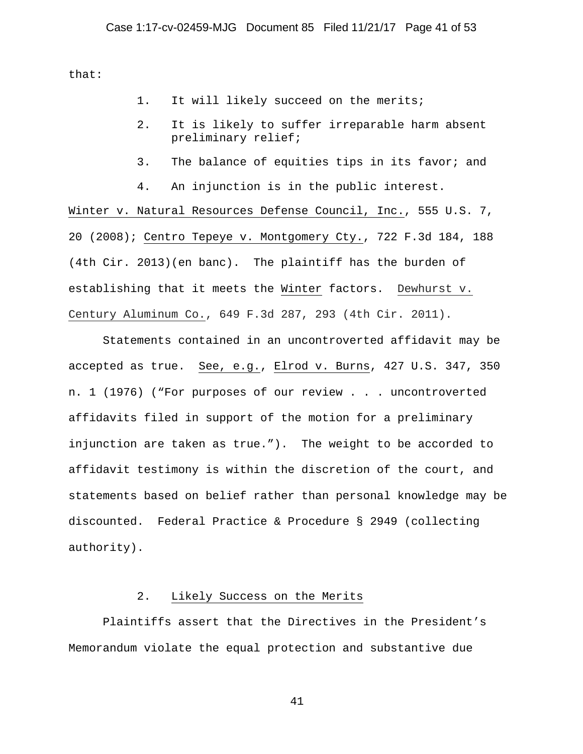that:

1. It will likely succeed on the merits;
2. It is likely to suffer irreparable harm absent preliminary relief;
3. The balance of equities tips in its favor; and
4. An injunction is in the public interest.

Winter v. Natural Resources Defense Council, Inc., 555 U.S. 7, 20 (2008); Centro Tepeye v. Montgomery Cty., 722 F.3d 184, 188 (4th Cir. 2013)(en banc). The plaintiff has the burden of establishing that it meets the Winter factors. Dewhurst v. Century Aluminum Co., 649 F.3d 287, 293 (4th Cir. 2011).

Statements contained in an uncontroverted affidavit may be accepted as true. See, e.g., Elrod v. Burns, 427 U.S. 347, 350 n. 1 (1976) ("For purposes of our review . . . uncontroverted affidavits filed in support of the motion for a preliminary injunction are taken as true."). The weight to be accorded to affidavit testimony is within the discretion of the court, and statements based on belief rather than personal knowledge may be discounted. Federal Practice & Procedure § 2949 (collecting authority).

### 2. Likely Success on the Merits

Plaintiffs assert that the Directives in the President's Memorandum violate the equal protection and substantive due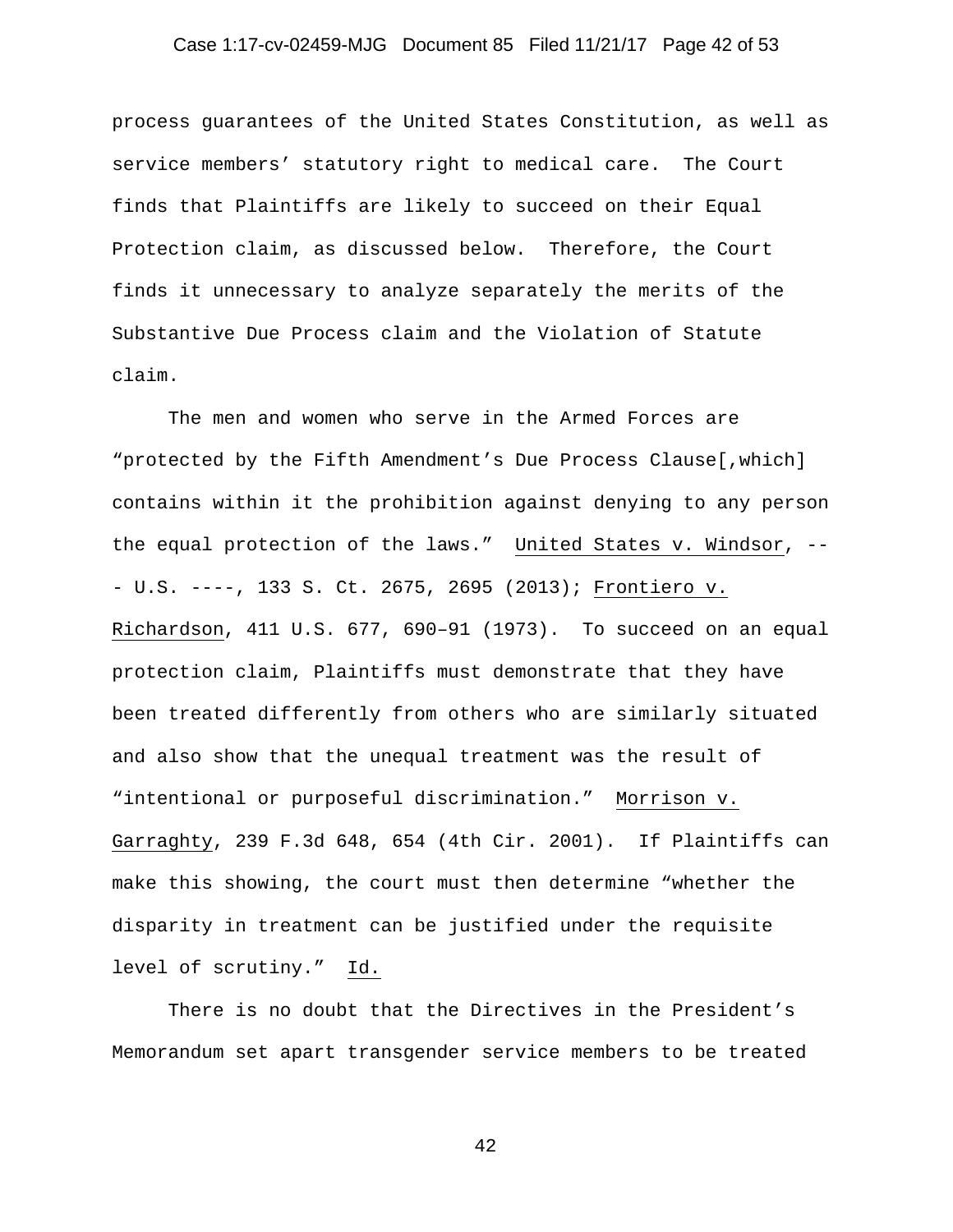process guarantees of the United States Constitution, as well as service members' statutory right to medical care. The Court finds that Plaintiffs are likely to succeed on their Equal Protection claim, as discussed below. Therefore, the Court finds it unnecessary to analyze separately the merits of the Substantive Due Process claim and the Violation of Statute claim.

The men and women who serve in the Armed Forces are "protected by the Fifth Amendment's Due Process Clause[,which] contains within it the prohibition against denying to any person the equal protection of the laws." United States v. Windsor, --- U.S. ----, 133 S. Ct. 2675, 2695 (2013); Frontiero v. Richardson, 411 U.S. 677, 690–91 (1973). To succeed on an equal protection claim, Plaintiffs must demonstrate that they have been treated differently from others who are similarly situated and also show that the unequal treatment was the result of "intentional or purposeful discrimination." Morrison v. Garraghty, 239 F.3d 648, 654 (4th Cir. 2001). If Plaintiffs can make this showing, the court must then determine "whether the disparity in treatment can be justified under the requisite level of scrutiny." Id.

There is no doubt that the Directives in the President's Memorandum set apart transgender service members to be treated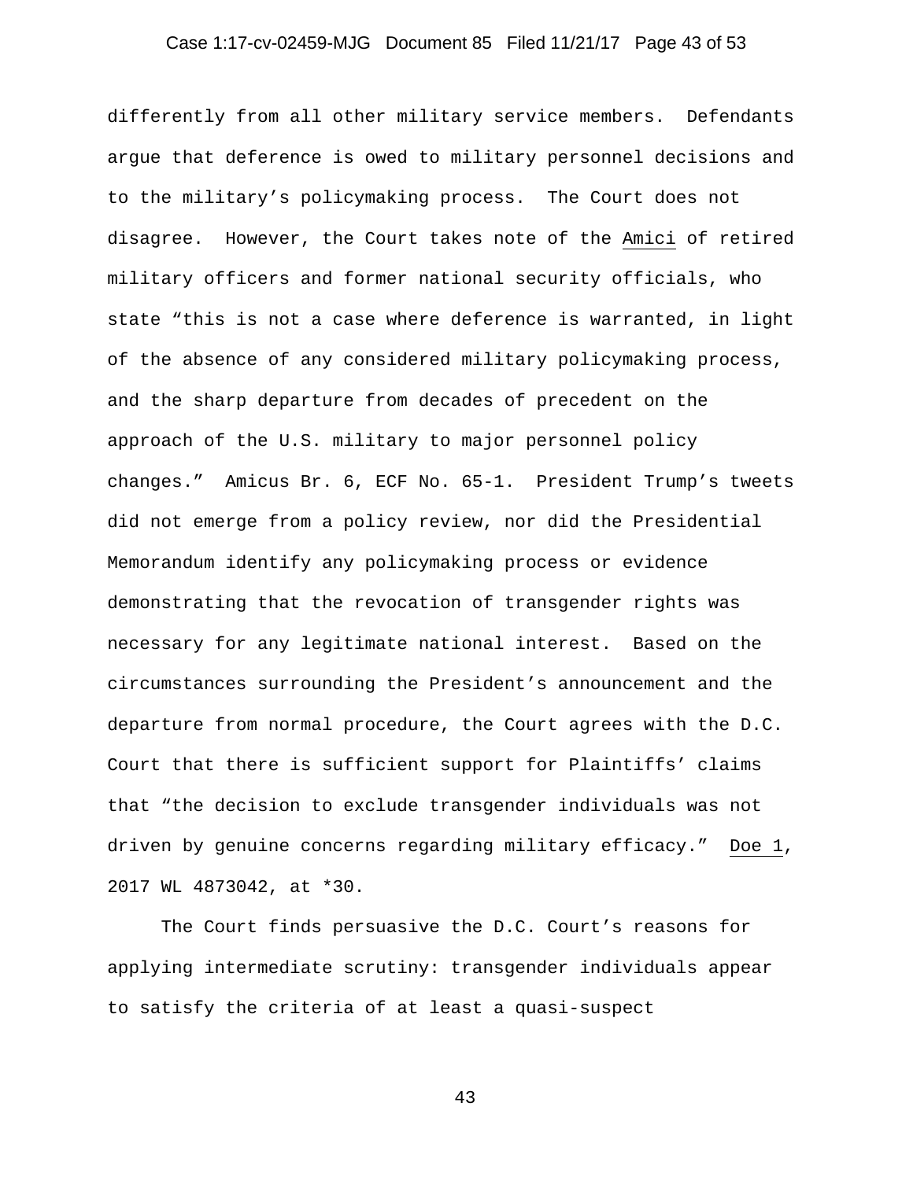differently from all other military service members. Defendants argue that deference is owed to military personnel decisions and to the military's policymaking process. The Court does not disagree. However, the Court takes note of the Amici of retired military officers and former national security officials, who state "this is not a case where deference is warranted, in light of the absence of any considered military policymaking process, and the sharp departure from decades of precedent on the approach of the U.S. military to major personnel policy changes." Amicus Br. 6, ECF No. 65-1. President Trump's tweets did not emerge from a policy review, nor did the Presidential Memorandum identify any policymaking process or evidence demonstrating that the revocation of transgender rights was necessary for any legitimate national interest. Based on the circumstances surrounding the President's announcement and the departure from normal procedure, the Court agrees with the D.C. Court that there is sufficient support for Plaintiffs' claims that "the decision to exclude transgender individuals was not driven by genuine concerns regarding military efficacy." Doe 1, 2017 WL 4873042, at *30.

The Court finds persuasive the D.C. Court's reasons for applying intermediate scrutiny: transgender individuals appear to satisfy the criteria of at least a quasi-suspect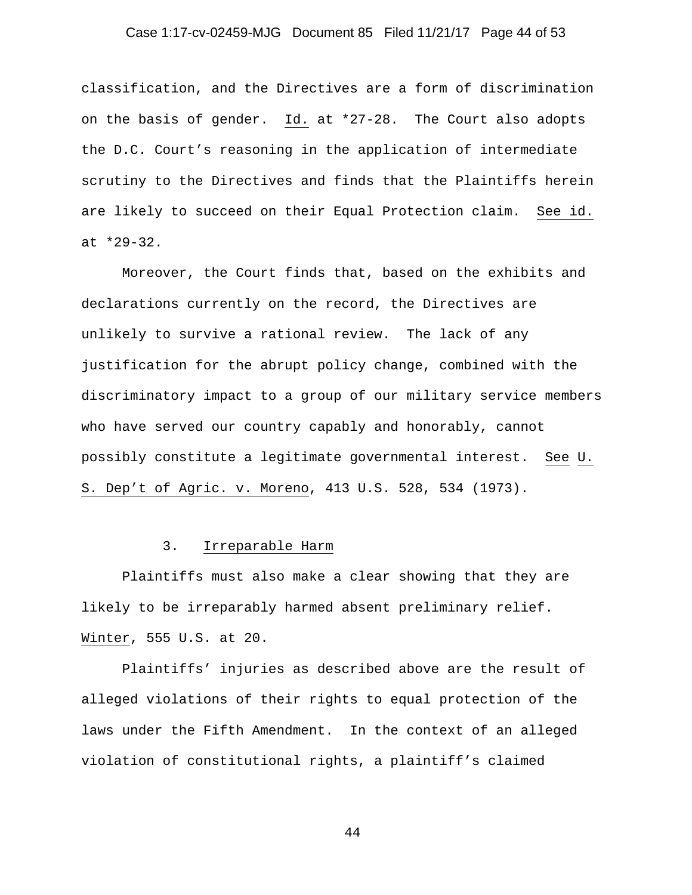classification, and the Directives are a form of discrimination on the basis of gender. Id. at *27-28. The Court also adopts the D.C. Court's reasoning in the application of intermediate scrutiny to the Directives and finds that the Plaintiffs herein are likely to succeed on their Equal Protection claim. See id. at *29-32.

Moreover, the Court finds that, based on the exhibits and declarations currently on the record, the Directives are unlikely to survive a rational review. The lack of any justification for the abrupt policy change, combined with the discriminatory impact to a group of our military service members who have served our country capably and honorably, cannot possibly constitute a legitimate governmental interest. See U. S. Dep't of Agric. v. Moreno, 413 U.S. 528, 534 (1973).

### 3. Irreparable Harm

Plaintiffs must also make a clear showing that they are likely to be irreparably harmed absent preliminary relief. Winter, 555 U.S. at 20.

Plaintiffs' injuries as described above are the result of alleged violations of their rights to equal protection of the laws under the Fifth Amendment. In the context of an alleged violation of constitutional rights, a plaintiff's claimed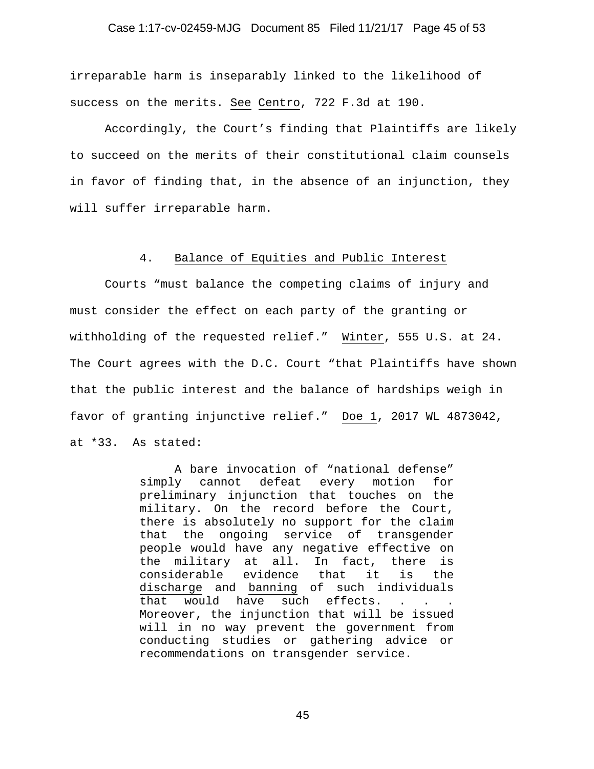irreparable harm is inseparably linked to the likelihood of success on the merits. See Centro, 722 F.3d at 190.

Accordingly, the Court's finding that Plaintiffs are likely to succeed on the merits of their constitutional claim counsels in favor of finding that, in the absence of an injunction, they will suffer irreparable harm.

4. Balance of Equities and Public Interest

Courts "must balance the competing claims of injury and must consider the effect on each party of the granting or withholding of the requested relief." Winter, 555 U.S. at 24. The Court agrees with the D.C. Court "that Plaintiffs have shown that the public interest and the balance of hardships weigh in favor of granting injunctive relief." Doe 1, 2017 WL 4873042, at *33. As stated:

> A bare invocation of "national defense" simply cannot defeat every motion for preliminary injunction that touches on the military. On the record before the Court, there is absolutely no support for the claim that the ongoing service of transgender people would have any negative effective on the military at all. In fact, there is considerable evidence that it is the discharge and banning of such individuals that would have such effects. . . . Moreover, the injunction that will be issued will in no way prevent the government from conducting studies or gathering advice or recommendations on transgender service.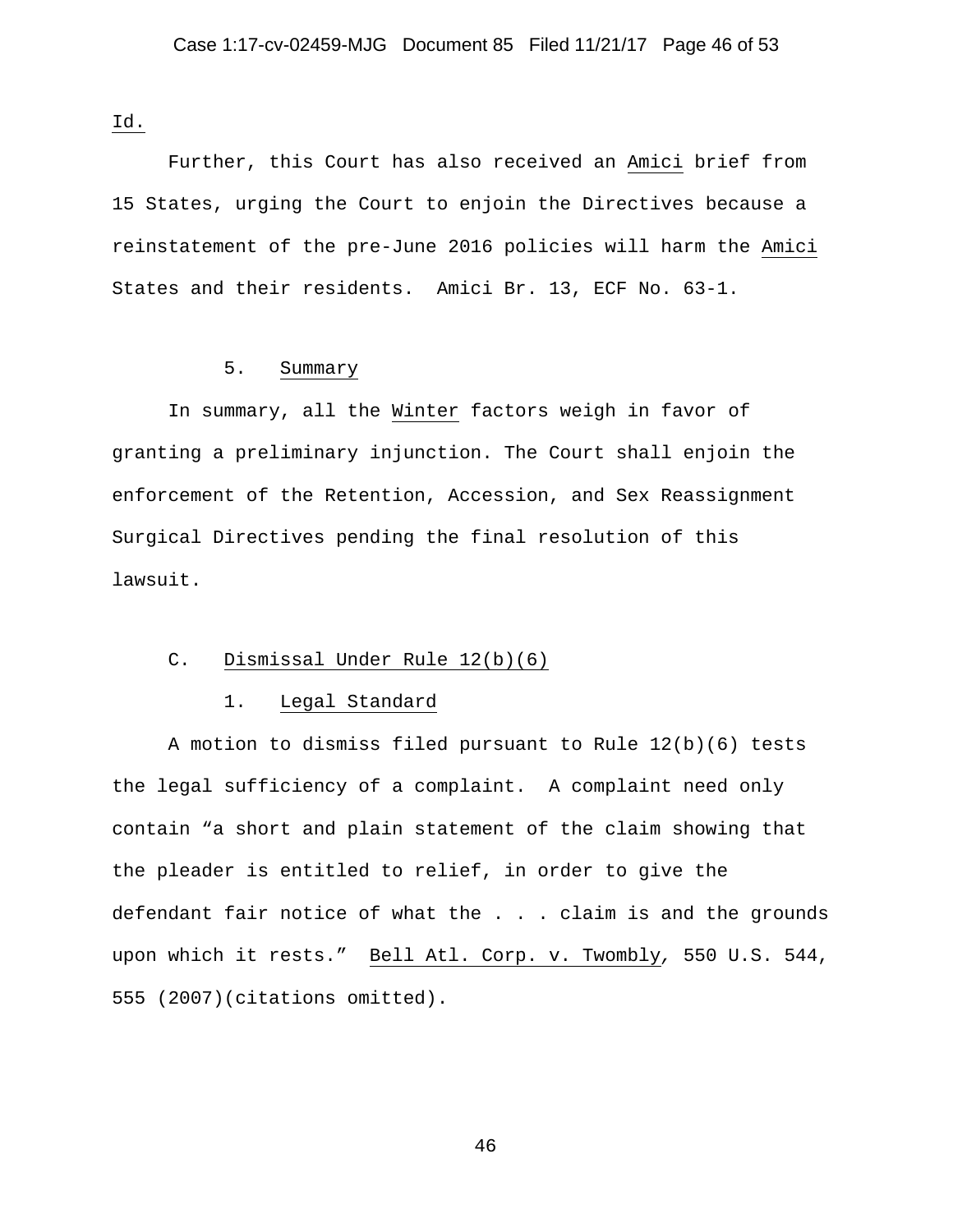Id.

Further, this Court has also received an Amici brief from 15 States, urging the Court to enjoin the Directives because a reinstatement of the pre-June 2016 policies will harm the Amici States and their residents. Amici Br. 13, ECF No. 63-1.

#### 5. Summary

In summary, all the Winter factors weigh in favor of granting a preliminary injunction. The Court shall enjoin the enforcement of the Retention, Accession, and Sex Reassignment Surgical Directives pending the final resolution of this lawsuit.

### C. Dismissal Under Rule 12(b)(6)

#### 1. Legal Standard

A motion to dismiss filed pursuant to Rule 12(b)(6) tests the legal sufficiency of a complaint. A complaint need only contain "a short and plain statement of the claim showing that the pleader is entitled to relief, in order to give the defendant fair notice of what the . . . claim is and the grounds upon which it rests." Bell Atl. Corp. v. Twombly, 550 U.S. 544, 555 (2007)(citations omitted).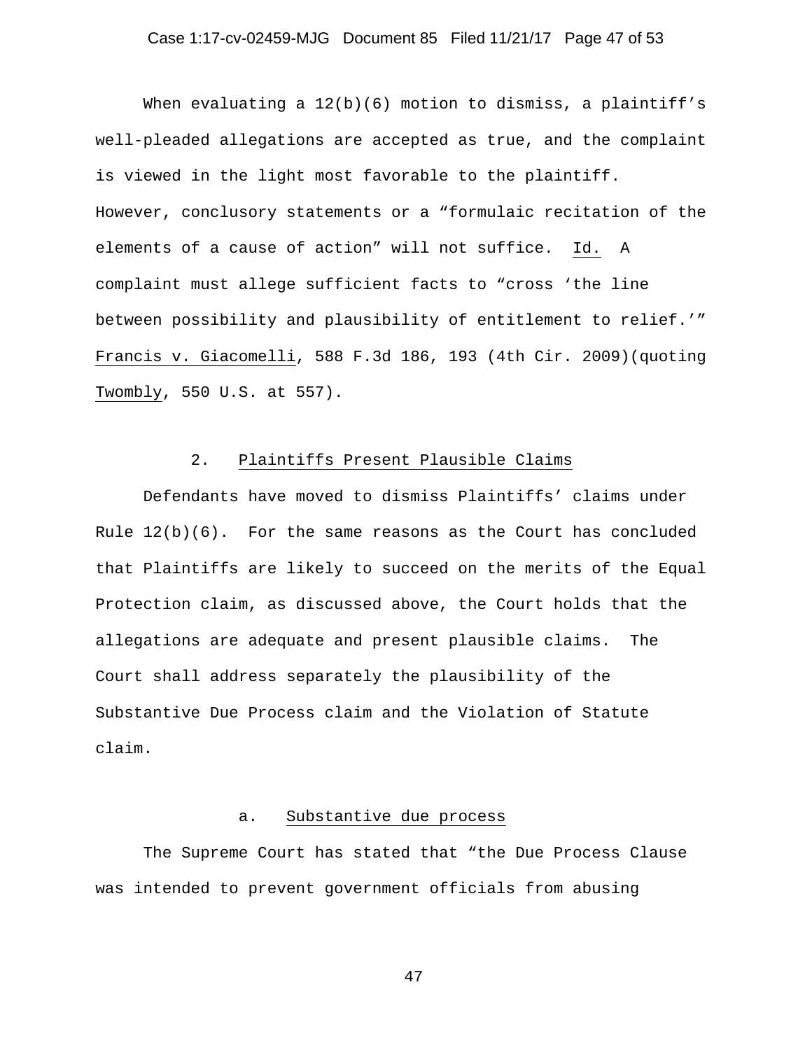When evaluating a 12(b)(6) motion to dismiss, a plaintiff's well-pleaded allegations are accepted as true, and the complaint is viewed in the light most favorable to the plaintiff. However, conclusory statements or a "formulaic recitation of the elements of a cause of action" will not suffice. Id. A complaint must allege sufficient facts to "cross 'the line between possibility and plausibility of entitlement to relief.'" Francis v. Giacomelli, 588 F.3d 186, 193 (4th Cir. 2009)(quoting Twombly, 550 U.S. at 557).

### 2. Plaintiffs Present Plausible Claims

Defendants have moved to dismiss Plaintiffs' claims under Rule 12(b)(6). For the same reasons as the Court has concluded that Plaintiffs are likely to succeed on the merits of the Equal Protection claim, as discussed above, the Court holds that the allegations are adequate and present plausible claims. The Court shall address separately the plausibility of the Substantive Due Process claim and the Violation of Statute claim.

#### a. Substantive due process

The Supreme Court has stated that "the Due Process Clause was intended to prevent government officials from abusing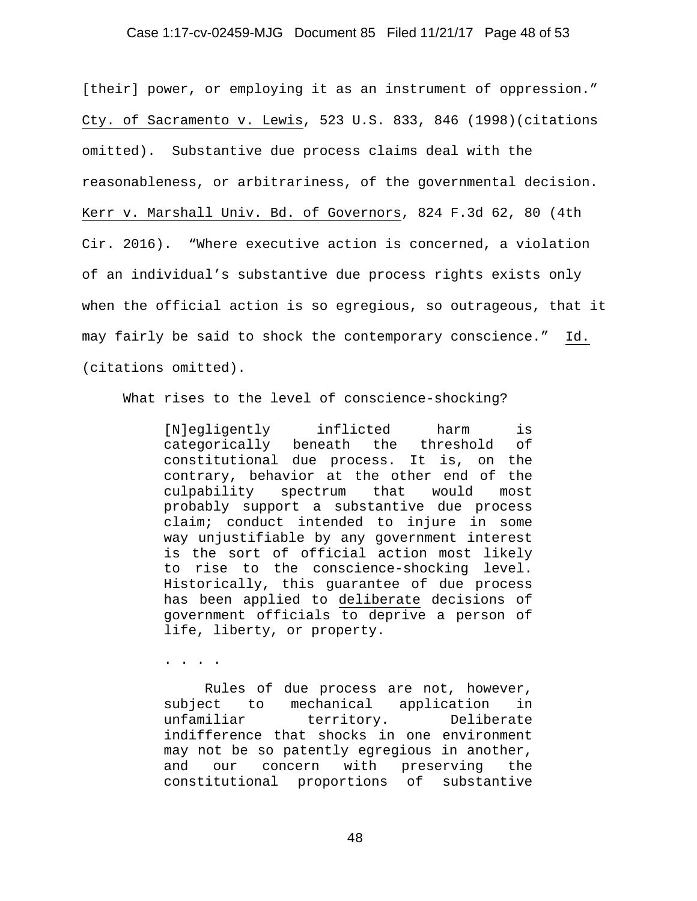[their] power, or employing it as an instrument of oppression." Cty. of Sacramento v. Lewis, 523 U.S. 833, 846 (1998)(citations omitted). Substantive due process claims deal with the reasonableness, or arbitrariness, of the governmental decision. Kerr v. Marshall Univ. Bd. of Governors, 824 F.3d 62, 80 (4th Cir. 2016). "Where executive action is concerned, a violation of an individual's substantive due process rights exists only when the official action is so egregious, so outrageous, that it may fairly be said to shock the contemporary conscience." Id. (citations omitted).

What rises to the level of conscience-shocking?

> [N]egligently inflicted harm is categorically beneath the threshold of constitutional due process. It is, on the contrary, behavior at the other end of the culpability spectrum that would most probably support a substantive due process claim; conduct intended to injure in some way unjustifiable by any government interest is the sort of official action most likely to rise to the conscience-shocking level. Historically, this guarantee of due process has been applied to deliberate decisions of government officials to deprive a person of life, liberty, or property.
>
> . . . .
>
> Rules of due process are not, however, subject to mechanical application in unfamiliar territory. Deliberate indifference that shocks in one environment may not be so patently egregious in another, and our concern with preserving the constitutional proportions of substantive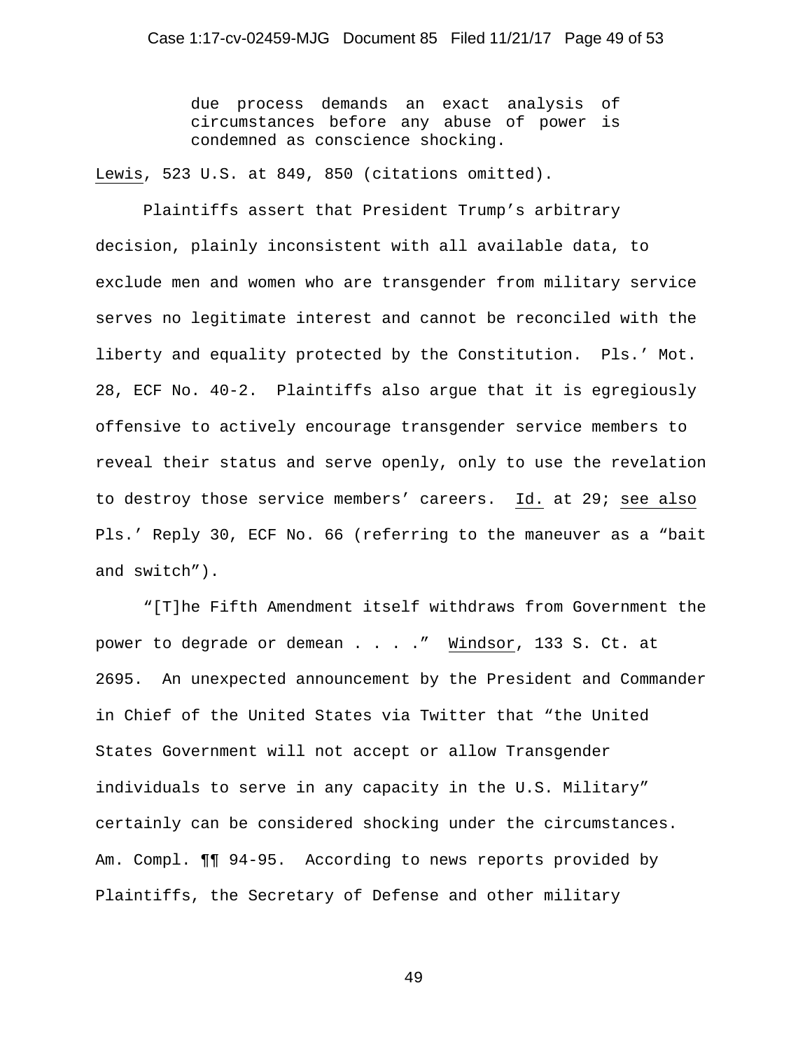> due process demands an exact analysis of circumstances before any abuse of power is condemned as conscience shocking.

Lewis, 523 U.S. at 849, 850 (citations omitted).

Plaintiffs assert that President Trump's arbitrary decision, plainly inconsistent with all available data, to exclude men and women who are transgender from military service serves no legitimate interest and cannot be reconciled with the liberty and equality protected by the Constitution. Pls.' Mot. 28, ECF No. 40-2. Plaintiffs also argue that it is egregiously offensive to actively encourage transgender service members to reveal their status and serve openly, only to use the revelation to destroy those service members' careers. Id. at 29; see also Pls.' Reply 30, ECF No. 66 (referring to the maneuver as a "bait and switch").

"[T]he Fifth Amendment itself withdraws from Government the power to degrade or demean . . . ." Windsor, 133 S. Ct. at 2695. An unexpected announcement by the President and Commander in Chief of the United States via Twitter that "the United States Government will not accept or allow Transgender individuals to serve in any capacity in the U.S. Military" certainly can be considered shocking under the circumstances. Am. Compl. ¶¶ 94-95. According to news reports provided by Plaintiffs, the Secretary of Defense and other military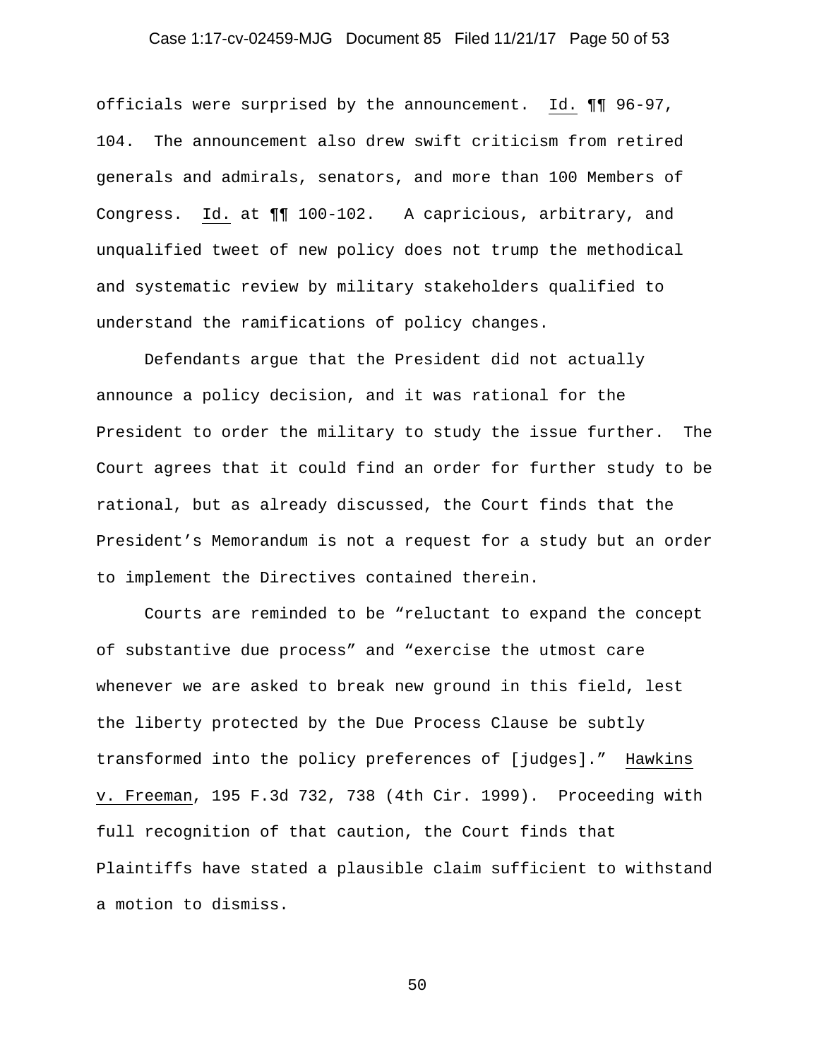officials were surprised by the announcement. Id. ¶¶ 96-97, 104. The announcement also drew swift criticism from retired generals and admirals, senators, and more than 100 Members of Congress. Id. at ¶¶ 100-102. A capricious, arbitrary, and unqualified tweet of new policy does not trump the methodical and systematic review by military stakeholders qualified to understand the ramifications of policy changes.

Defendants argue that the President did not actually announce a policy decision, and it was rational for the President to order the military to study the issue further. The Court agrees that it could find an order for further study to be rational, but as already discussed, the Court finds that the President's Memorandum is not a request for a study but an order to implement the Directives contained therein.

Courts are reminded to be "reluctant to expand the concept of substantive due process" and "exercise the utmost care whenever we are asked to break new ground in this field, lest the liberty protected by the Due Process Clause be subtly transformed into the policy preferences of [judges]." Hawkins v. Freeman, 195 F.3d 732, 738 (4th Cir. 1999). Proceeding with full recognition of that caution, the Court finds that Plaintiffs have stated a plausible claim sufficient to withstand a motion to dismiss.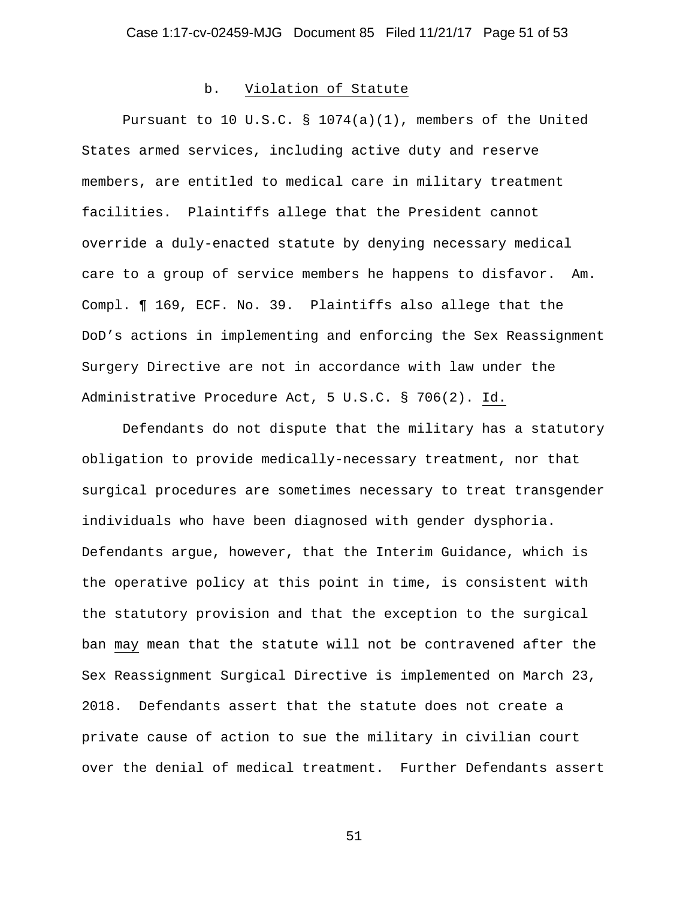### b. Violation of Statute

Pursuant to 10 U.S.C. § 1074(a)(1), members of the United States armed services, including active duty and reserve members, are entitled to medical care in military treatment facilities. Plaintiffs allege that the President cannot override a duly-enacted statute by denying necessary medical care to a group of service members he happens to disfavor. Am. Compl. ¶ 169, ECF. No. 39. Plaintiffs also allege that the DoD's actions in implementing and enforcing the Sex Reassignment Surgery Directive are not in accordance with law under the Administrative Procedure Act, 5 U.S.C. § 706(2). Id.

Defendants do not dispute that the military has a statutory obligation to provide medically-necessary treatment, nor that surgical procedures are sometimes necessary to treat transgender individuals who have been diagnosed with gender dysphoria. Defendants argue, however, that the Interim Guidance, which is the operative policy at this point in time, is consistent with the statutory provision and that the exception to the surgical ban may mean that the statute will not be contravened after the Sex Reassignment Surgical Directive is implemented on March 23, 2018. Defendants assert that the statute does not create a private cause of action to sue the military in civilian court over the denial of medical treatment. Further Defendants assert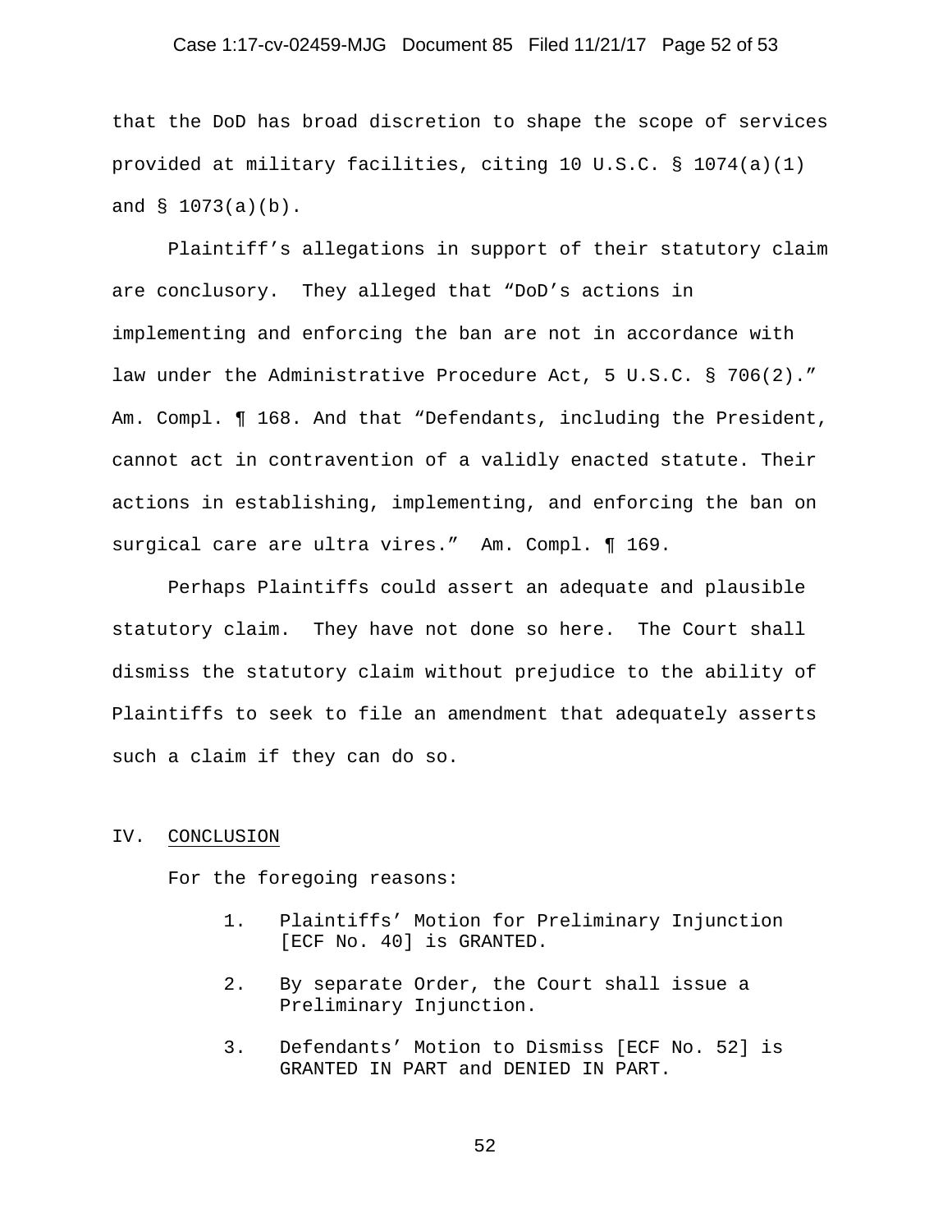that the DoD has broad discretion to shape the scope of services provided at military facilities, citing 10 U.S.C. § 1074(a)(1) and § 1073(a)(b).

Plaintiff's allegations in support of their statutory claim are conclusory. They alleged that "DoD's actions in implementing and enforcing the ban are not in accordance with law under the Administrative Procedure Act, 5 U.S.C. § 706(2)." Am. Compl. ¶ 168. And that "Defendants, including the President, cannot act in contravention of a validly enacted statute. Their actions in establishing, implementing, and enforcing the ban on surgical care are ultra vires." Am. Compl. ¶ 169.

Perhaps Plaintiffs could assert an adequate and plausible statutory claim. They have not done so here. The Court shall dismiss the statutory claim without prejudice to the ability of Plaintiffs to seek to file an amendment that adequately asserts such a claim if they can do so.

## IV. CONCLUSION

For the foregoing reasons:

1. Plaintiffs' Motion for Preliminary Injunction [ECF No. 40] is GRANTED.

2. By separate Order, the Court shall issue a Preliminary Injunction.

3. Defendants' Motion to Dismiss [ECF No. 52] is GRANTED IN PART and DENIED IN PART.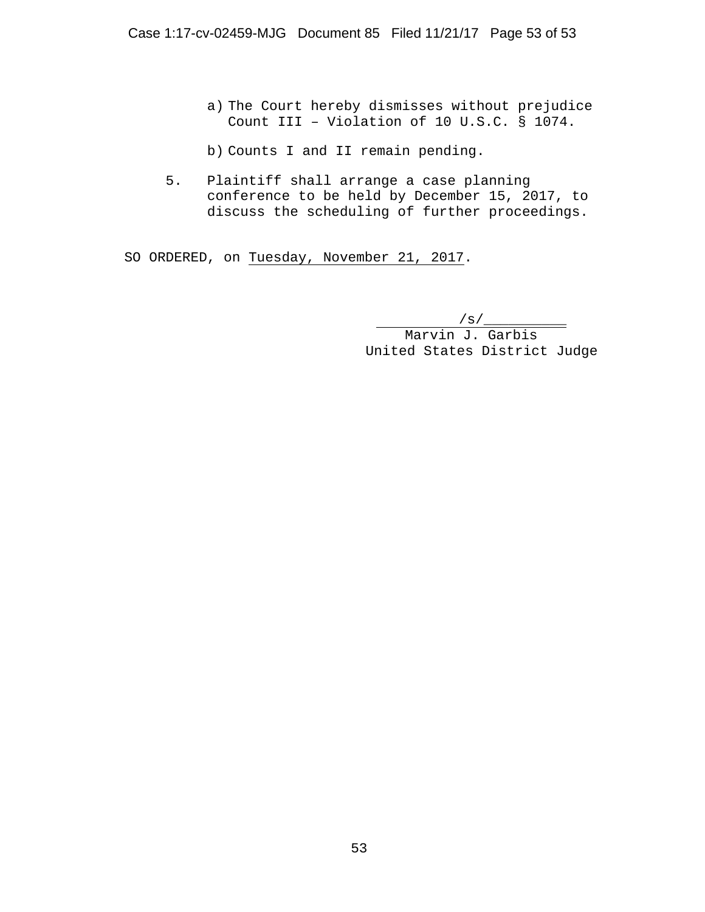a) The Court hereby dismisses without prejudice Count III – Violation of 10 U.S.C. § 1074.

b) Counts I and II remain pending.

5. Plaintiff shall arrange a case planning conference to be held by December 15, 2017, to discuss the scheduling of further proceedings.

SO ORDERED, on Tuesday, November 21, 2017.

/s/

Marvin J. Garbis
United States District Judge